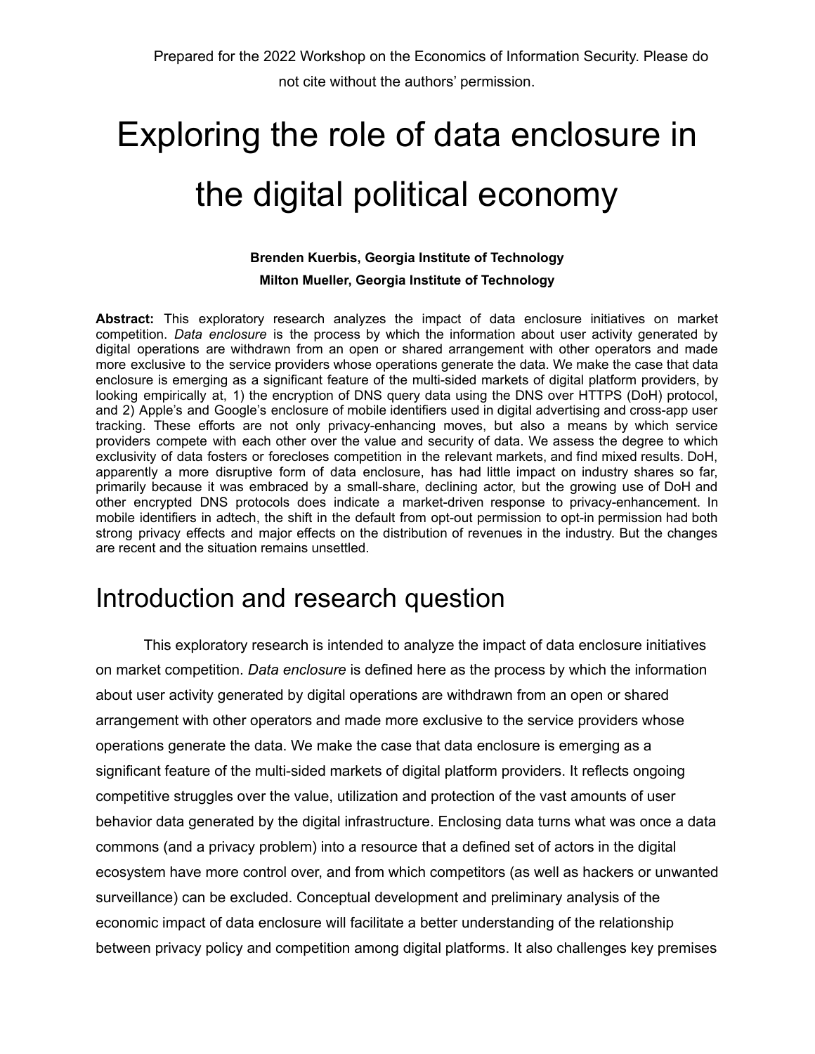Prepared for the 2022 Workshop on the Economics of Information Security. Please do not cite without the authors' permission.

# Exploring the role of data enclosure in the digital political economy

**Brenden Kuerbis, Georgia Institute of Technology**
**Milton Mueller, Georgia Institute of Technology**

**Abstract:** This exploratory research analyzes the impact of data enclosure initiatives on market competition. *Data enclosure* is the process by which the information about user activity generated by digital operations are withdrawn from an open or shared arrangement with other operators and made more exclusive to the service providers whose operations generate the data. We make the case that data enclosure is emerging as a significant feature of the multi-sided markets of digital platform providers, by looking empirically at, 1) the encryption of DNS query data using the DNS over HTTPS (DoH) protocol, and 2) Apple's and Google's enclosure of mobile identifiers used in digital advertising and cross-app user tracking. These efforts are not only privacy-enhancing moves, but also a means by which service providers compete with each other over the value and security of data. We assess the degree to which exclusivity of data fosters or forecloses competition in the relevant markets, and find mixed results. DoH, apparently a more disruptive form of data enclosure, has had little impact on industry shares so far, primarily because it was embraced by a small-share, declining actor, but the growing use of DoH and other encrypted DNS protocols does indicate a market-driven response to privacy-enhancement. In mobile identifiers in adtech, the shift in the default from opt-out permission to opt-in permission had both strong privacy effects and major effects on the distribution of revenues in the industry. But the changes are recent and the situation remains unsettled.

## Introduction and research question

This exploratory research is intended to analyze the impact of data enclosure initiatives on market competition. *Data enclosure* is defined here as the process by which the information about user activity generated by digital operations are withdrawn from an open or shared arrangement with other operators and made more exclusive to the service providers whose operations generate the data. We make the case that data enclosure is emerging as a significant feature of the multi-sided markets of digital platform providers. It reflects ongoing competitive struggles over the value, utilization and protection of the vast amounts of user behavior data generated by the digital infrastructure. Enclosing data turns what was once a data commons (and a privacy problem) into a resource that a defined set of actors in the digital ecosystem have more control over, and from which competitors (as well as hackers or unwanted surveillance) can be excluded. Conceptual development and preliminary analysis of the economic impact of data enclosure will facilitate a better understanding of the relationship between privacy policy and competition among digital platforms. It also challenges key premises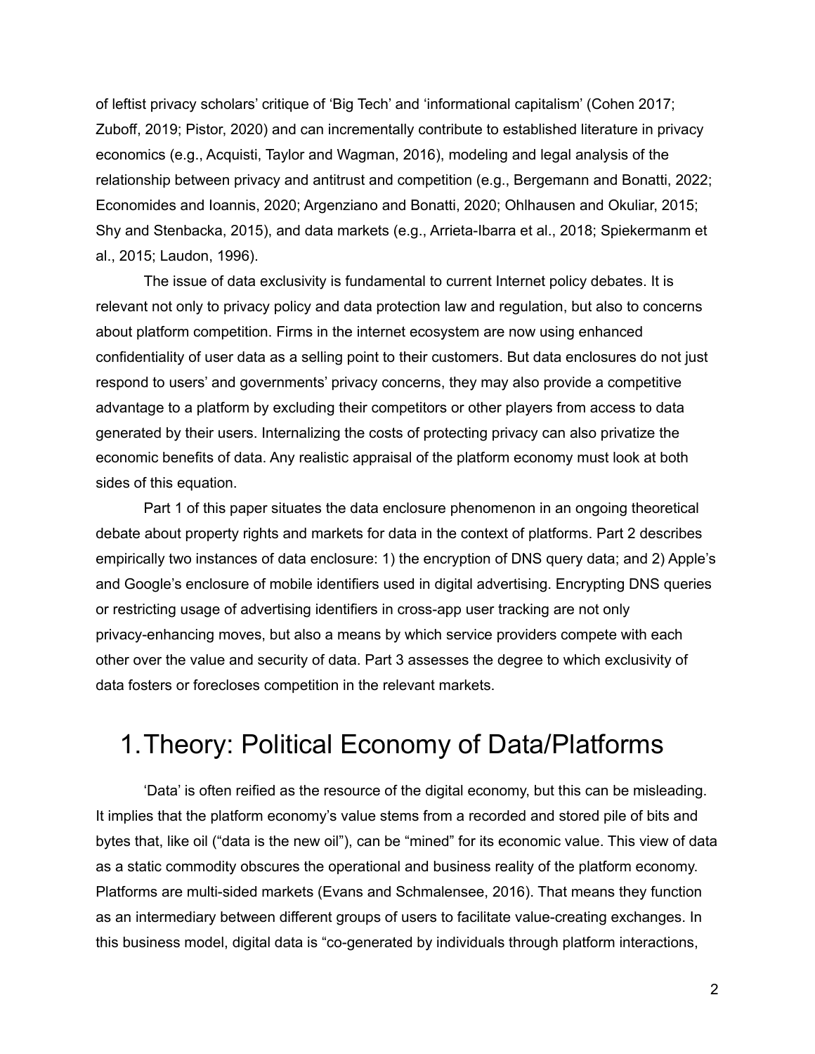of leftist privacy scholars' critique of 'Big Tech' and 'informational capitalism' (Cohen 2017; Zuboff, 2019; Pistor, 2020) and can incrementally contribute to established literature in privacy economics (e.g., Acquisti, Taylor and Wagman, 2016), modeling and legal analysis of the relationship between privacy and antitrust and competition (e.g., Bergemann and Bonatti, 2022; Economides and Ioannis, 2020; Argenziano and Bonatti, 2020; Ohlhausen and Okuliar, 2015; Shy and Stenbacka, 2015), and data markets (e.g., Arrieta-Ibarra et al., 2018; Spiekermanm et al., 2015; Laudon, 1996).

The issue of data exclusivity is fundamental to current Internet policy debates. It is relevant not only to privacy policy and data protection law and regulation, but also to concerns about platform competition. Firms in the internet ecosystem are now using enhanced confidentiality of user data as a selling point to their customers. But data enclosures do not just respond to users' and governments' privacy concerns, they may also provide a competitive advantage to a platform by excluding their competitors or other players from access to data generated by their users. Internalizing the costs of protecting privacy can also privatize the economic benefits of data. Any realistic appraisal of the platform economy must look at both sides of this equation.

Part 1 of this paper situates the data enclosure phenomenon in an ongoing theoretical debate about property rights and markets for data in the context of platforms. Part 2 describes empirically two instances of data enclosure: 1) the encryption of DNS query data; and 2) Apple's and Google's enclosure of mobile identifiers used in digital advertising. Encrypting DNS queries or restricting usage of advertising identifiers in cross-app user tracking are not only privacy-enhancing moves, but also a means by which service providers compete with each other over the value and security of data. Part 3 assesses the degree to which exclusivity of data fosters or forecloses competition in the relevant markets.

# 1. Theory: Political Economy of Data/Platforms

'Data' is often reified as the resource of the digital economy, but this can be misleading. It implies that the platform economy's value stems from a recorded and stored pile of bits and bytes that, like oil ("data is the new oil"), can be "mined" for its economic value. This view of data as a static commodity obscures the operational and business reality of the platform economy. Platforms are multi-sided markets (Evans and Schmalensee, 2016). That means they function as an intermediary between different groups of users to facilitate value-creating exchanges. In this business model, digital data is "co-generated by individuals through platform interactions,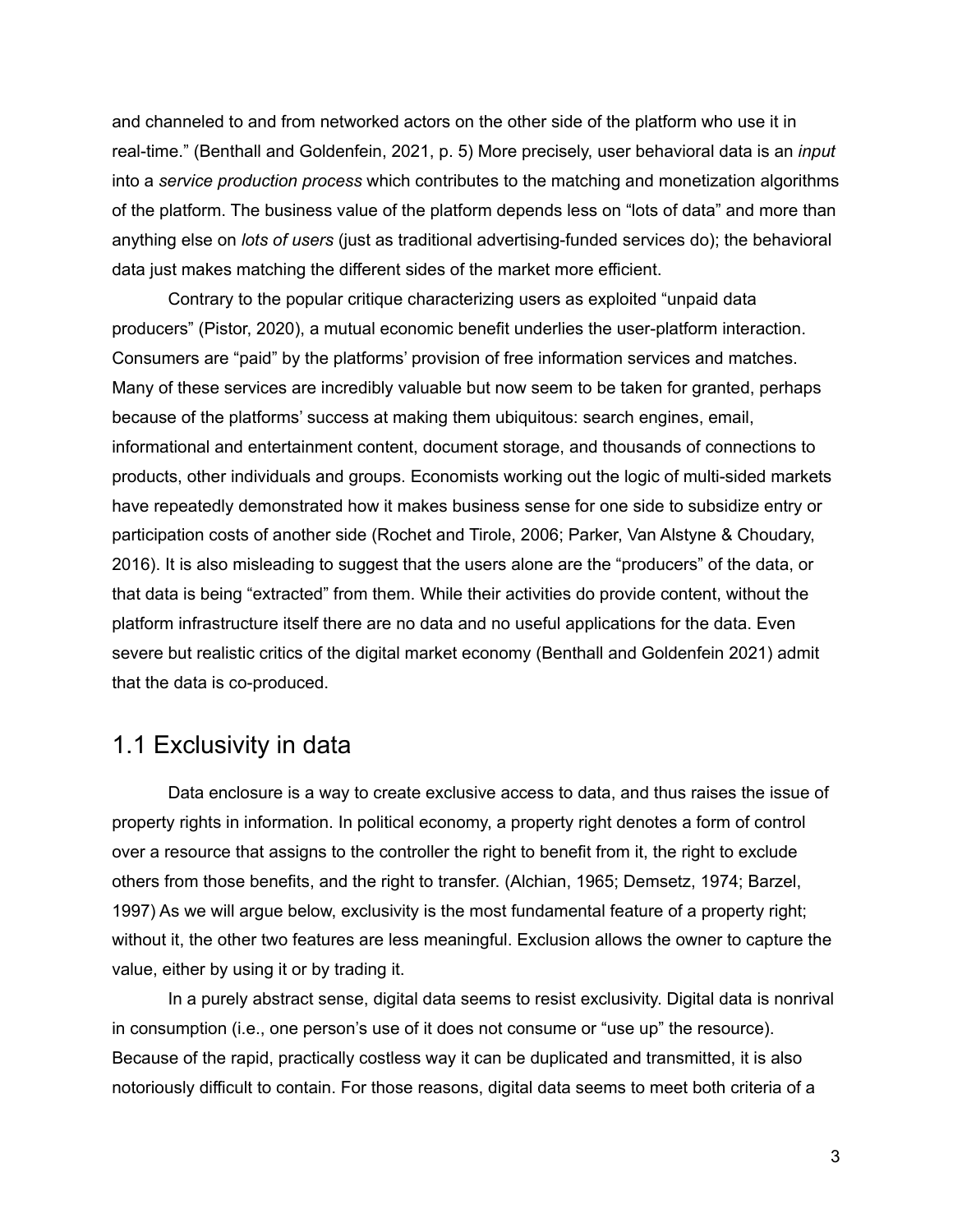and channeled to and from networked actors on the other side of the platform who use it in real-time." (Benthall and Goldenfein, 2021, p. 5) More precisely, user behavioral data is an *input* into a *service production process* which contributes to the matching and monetization algorithms of the platform. The business value of the platform depends less on "lots of data" and more than anything else on *lots of users* (just as traditional advertising-funded services do); the behavioral data just makes matching the different sides of the market more efficient.

Contrary to the popular critique characterizing users as exploited "unpaid data producers" (Pistor, 2020), a mutual economic benefit underlies the user-platform interaction. Consumers are "paid" by the platforms' provision of free information services and matches. Many of these services are incredibly valuable but now seem to be taken for granted, perhaps because of the platforms' success at making them ubiquitous: search engines, email, informational and entertainment content, document storage, and thousands of connections to products, other individuals and groups. Economists working out the logic of multi-sided markets have repeatedly demonstrated how it makes business sense for one side to subsidize entry or participation costs of another side (Rochet and Tirole, 2006; Parker, Van Alstyne & Choudary, 2016). It is also misleading to suggest that the users alone are the "producers" of the data, or that data is being "extracted" from them. While their activities do provide content, without the platform infrastructure itself there are no data and no useful applications for the data. Even severe but realistic critics of the digital market economy (Benthall and Goldenfein 2021) admit that the data is co-produced.

## 1.1 Exclusivity in data

Data enclosure is a way to create exclusive access to data, and thus raises the issue of property rights in information. In political economy, a property right denotes a form of control over a resource that assigns to the controller the right to benefit from it, the right to exclude others from those benefits, and the right to transfer. (Alchian, 1965; Demsetz, 1974; Barzel, 1997) As we will argue below, exclusivity is the most fundamental feature of a property right; without it, the other two features are less meaningful. Exclusion allows the owner to capture the value, either by using it or by trading it.

In a purely abstract sense, digital data seems to resist exclusivity. Digital data is nonrival in consumption (i.e., one person's use of it does not consume or "use up" the resource). Because of the rapid, practically costless way it can be duplicated and transmitted, it is also notoriously difficult to contain. For those reasons, digital data seems to meet both criteria of a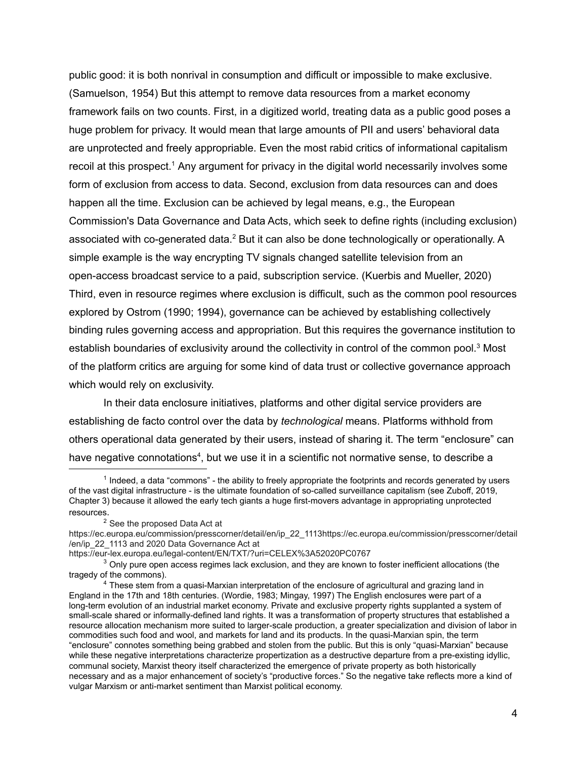public good: it is both nonrival in consumption and difficult or impossible to make exclusive. (Samuelson, 1954) But this attempt to remove data resources from a market economy framework fails on two counts. First, in a digitized world, treating data as a public good poses a huge problem for privacy. It would mean that large amounts of PII and users' behavioral data are unprotected and freely appropriable. Even the most rabid critics of informational capitalism recoil at this prospect.[1] Any argument for privacy in the digital world necessarily involves some form of exclusion from access to data. Second, exclusion from data resources can and does happen all the time. Exclusion can be achieved by legal means, e.g., the European Commission's Data Governance and Data Acts, which seek to define rights (including exclusion) associated with co-generated data.[2] But it can also be done technologically or operationally. A simple example is the way encrypting TV signals changed satellite television from an open-access broadcast service to a paid, subscription service. (Kuerbis and Mueller, 2020) Third, even in resource regimes where exclusion is difficult, such as the common pool resources explored by Ostrom (1990; 1994), governance can be achieved by establishing collectively binding rules governing access and appropriation. But this requires the governance institution to establish boundaries of exclusivity around the collectivity in control of the common pool.[3] Most of the platform critics are arguing for some kind of data trust or collective governance approach which would rely on exclusivity.

In their data enclosure initiatives, platforms and other digital service providers are establishing de facto control over the data by *technological* means. Platforms withhold from others operational data generated by their users, instead of sharing it. The term "enclosure" can have negative connotations[4], but we use it in a scientific not normative sense, to describe a

---

[1] Indeed, a data "commons" - the ability to freely appropriate the footprints and records generated by users of the vast digital infrastructure - is the ultimate foundation of so-called surveillance capitalism (see Zuboff, 2019, Chapter 3) because it allowed the early tech giants a huge first-movers advantage in appropriating unprotected resources.

[2] See the proposed Data Act at https://ec.europa.eu/commission/presscorner/detail/en/ip_22_1113https://ec.europa.eu/commission/presscorner/detail/en/ip_22_1113 and 2020 Data Governance Act at https://eur-lex.europa.eu/legal-content/EN/TXT/?uri=CELEX%3A52020PC0767

[3] Only pure open access regimes lack exclusion, and they are known to foster inefficient allocations (the tragedy of the commons).

[4] These stem from a quasi-Marxian interpretation of the enclosure of agricultural and grazing land in England in the 17th and 18th centuries. (Wordie, 1983; Mingay, 1997) The English enclosures were part of a long-term evolution of an industrial market economy. Private and exclusive property rights supplanted a system of small-scale shared or informally-defined land rights. It was a transformation of property structures that established a resource allocation mechanism more suited to larger-scale production, a greater specialization and division of labor in commodities such food and wool, and markets for land and its products. In the quasi-Marxian spin, the term "enclosure" connotes something being grabbed and stolen from the public. But this is only "quasi-Marxian" because while these negative interpretations characterize propertization as a destructive departure from a pre-existing idyllic, communal society, Marxist theory itself characterized the emergence of private property as both historically necessary and as a major enhancement of society's "productive forces." So the negative take reflects more a kind of vulgar Marxism or anti-market sentiment than Marxist political economy.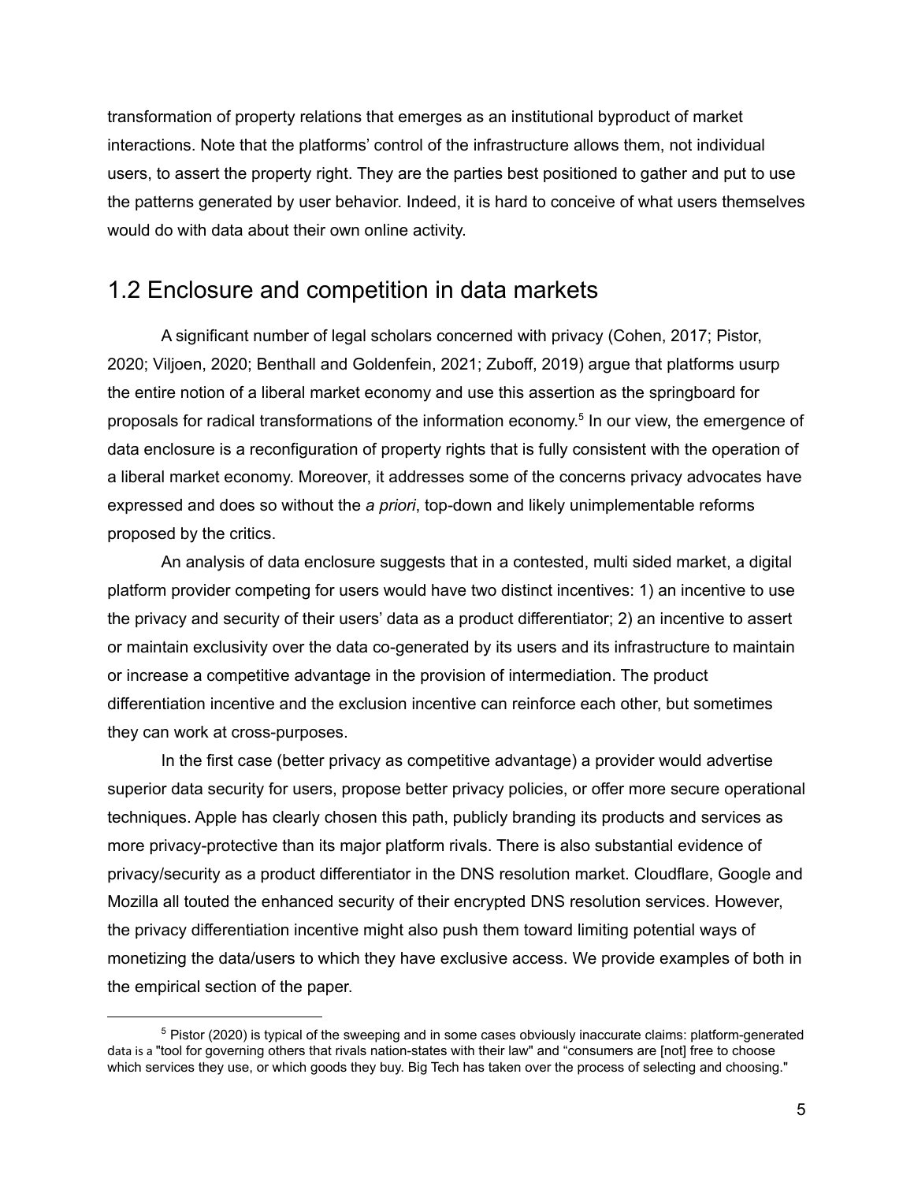transformation of property relations that emerges as an institutional byproduct of market interactions. Note that the platforms' control of the infrastructure allows them, not individual users, to assert the property right. They are the parties best positioned to gather and put to use the patterns generated by user behavior. Indeed, it is hard to conceive of what users themselves would do with data about their own online activity.

## 1.2 Enclosure and competition in data markets

A significant number of legal scholars concerned with privacy (Cohen, 2017; Pistor, 2020; Viljoen, 2020; Benthall and Goldenfein, 2021; Zuboff, 2019) argue that platforms usurp the entire notion of a liberal market economy and use this assertion as the springboard for proposals for radical transformations of the information economy.[5] In our view, the emergence of data enclosure is a reconfiguration of property rights that is fully consistent with the operation of a liberal market economy. Moreover, it addresses some of the concerns privacy advocates have expressed and does so without the *a priori*, top-down and likely unimplementable reforms proposed by the critics.

An analysis of data enclosure suggests that in a contested, multi sided market, a digital platform provider competing for users would have two distinct incentives: 1) an incentive to use the privacy and security of their users' data as a product differentiator; 2) an incentive to assert or maintain exclusivity over the data co-generated by its users and its infrastructure to maintain or increase a competitive advantage in the provision of intermediation. The product differentiation incentive and the exclusion incentive can reinforce each other, but sometimes they can work at cross-purposes.

In the first case (better privacy as competitive advantage) a provider would advertise superior data security for users, propose better privacy policies, or offer more secure operational techniques. Apple has clearly chosen this path, publicly branding its products and services as more privacy-protective than its major platform rivals. There is also substantial evidence of privacy/security as a product differentiator in the DNS resolution market. Cloudflare, Google and Mozilla all touted the enhanced security of their encrypted DNS resolution services. However, the privacy differentiation incentive might also push them toward limiting potential ways of monetizing the data/users to which they have exclusive access. We provide examples of both in the empirical section of the paper.

---

[5] Pistor (2020) is typical of the sweeping and in some cases obviously inaccurate claims: platform-generated data is a "tool for governing others that rivals nation-states with their law" and "consumers are [not] free to choose which services they use, or which goods they buy. Big Tech has taken over the process of selecting and choosing."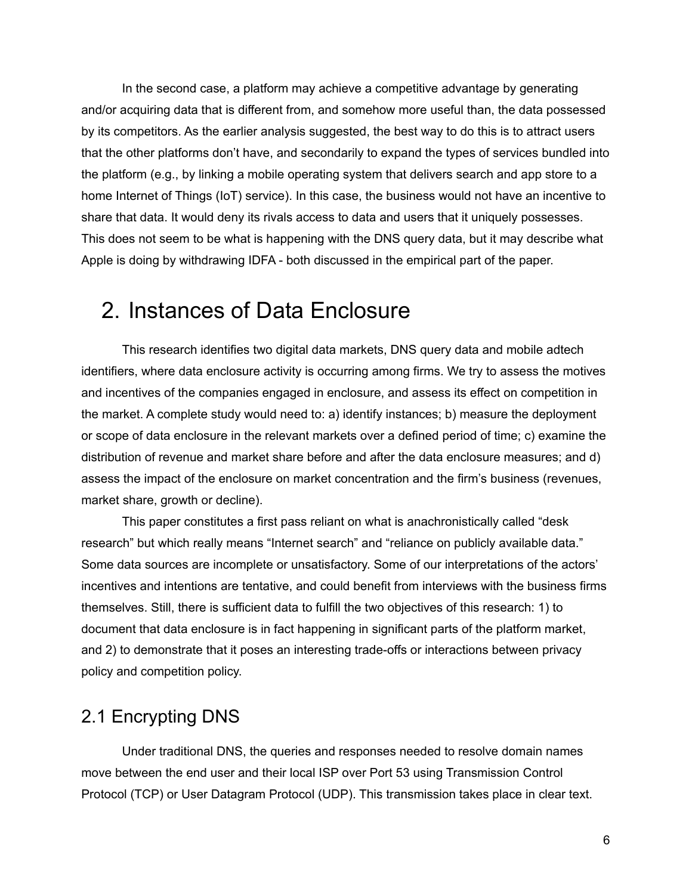In the second case, a platform may achieve a competitive advantage by generating and/or acquiring data that is different from, and somehow more useful than, the data possessed by its competitors. As the earlier analysis suggested, the best way to do this is to attract users that the other platforms don't have, and secondarily to expand the types of services bundled into the platform (e.g., by linking a mobile operating system that delivers search and app store to a home Internet of Things (IoT) service). In this case, the business would not have an incentive to share that data. It would deny its rivals access to data and users that it uniquely possesses. This does not seem to be what is happening with the DNS query data, but it may describe what Apple is doing by withdrawing IDFA - both discussed in the empirical part of the paper.

# 2. Instances of Data Enclosure

This research identifies two digital data markets, DNS query data and mobile adtech identifiers, where data enclosure activity is occurring among firms. We try to assess the motives and incentives of the companies engaged in enclosure, and assess its effect on competition in the market. A complete study would need to: a) identify instances; b) measure the deployment or scope of data enclosure in the relevant markets over a defined period of time; c) examine the distribution of revenue and market share before and after the data enclosure measures; and d) assess the impact of the enclosure on market concentration and the firm's business (revenues, market share, growth or decline).

This paper constitutes a first pass reliant on what is anachronistically called "desk research" but which really means "Internet search" and "reliance on publicly available data." Some data sources are incomplete or unsatisfactory. Some of our interpretations of the actors' incentives and intentions are tentative, and could benefit from interviews with the business firms themselves. Still, there is sufficient data to fulfill the two objectives of this research: 1) to document that data enclosure is in fact happening in significant parts of the platform market, and 2) to demonstrate that it poses an interesting trade-offs or interactions between privacy policy and competition policy.

## 2.1 Encrypting DNS

Under traditional DNS, the queries and responses needed to resolve domain names move between the end user and their local ISP over Port 53 using Transmission Control Protocol (TCP) or User Datagram Protocol (UDP). This transmission takes place in clear text.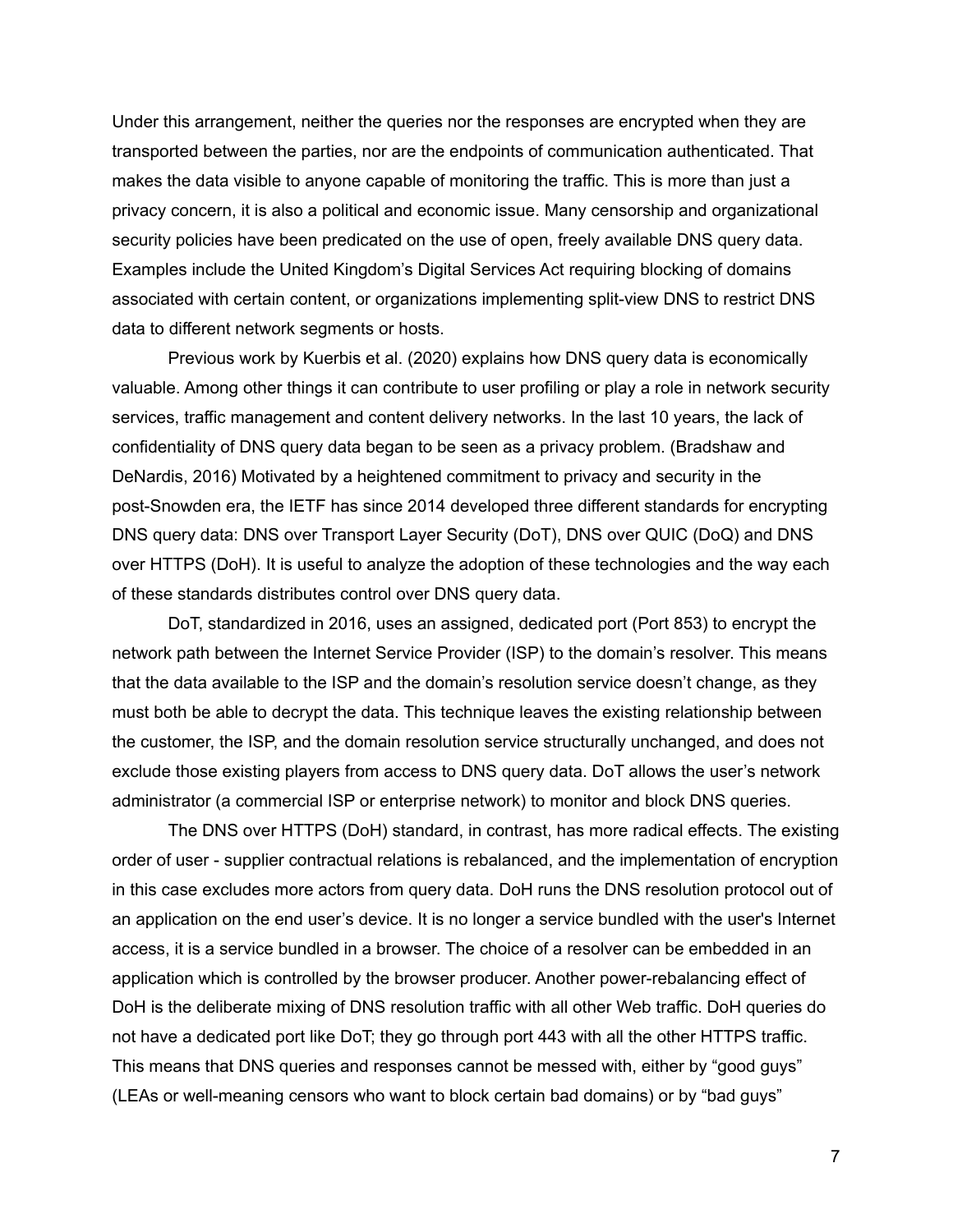Under this arrangement, neither the queries nor the responses are encrypted when they are transported between the parties, nor are the endpoints of communication authenticated. That makes the data visible to anyone capable of monitoring the traffic. This is more than just a privacy concern, it is also a political and economic issue. Many censorship and organizational security policies have been predicated on the use of open, freely available DNS query data. Examples include the United Kingdom's Digital Services Act requiring blocking of domains associated with certain content, or organizations implementing split-view DNS to restrict DNS data to different network segments or hosts.

Previous work by Kuerbis et al. (2020) explains how DNS query data is economically valuable. Among other things it can contribute to user profiling or play a role in network security services, traffic management and content delivery networks. In the last 10 years, the lack of confidentiality of DNS query data began to be seen as a privacy problem. (Bradshaw and DeNardis, 2016) Motivated by a heightened commitment to privacy and security in the post-Snowden era, the IETF has since 2014 developed three different standards for encrypting DNS query data: DNS over Transport Layer Security (DoT), DNS over QUIC (DoQ) and DNS over HTTPS (DoH). It is useful to analyze the adoption of these technologies and the way each of these standards distributes control over DNS query data.

DoT, standardized in 2016, uses an assigned, dedicated port (Port 853) to encrypt the network path between the Internet Service Provider (ISP) to the domain's resolver. This means that the data available to the ISP and the domain's resolution service doesn't change, as they must both be able to decrypt the data. This technique leaves the existing relationship between the customer, the ISP, and the domain resolution service structurally unchanged, and does not exclude those existing players from access to DNS query data. DoT allows the user's network administrator (a commercial ISP or enterprise network) to monitor and block DNS queries.

The DNS over HTTPS (DoH) standard, in contrast, has more radical effects. The existing order of user - supplier contractual relations is rebalanced, and the implementation of encryption in this case excludes more actors from query data. DoH runs the DNS resolution protocol out of an application on the end user's device. It is no longer a service bundled with the user's Internet access, it is a service bundled in a browser. The choice of a resolver can be embedded in an application which is controlled by the browser producer. Another power-rebalancing effect of DoH is the deliberate mixing of DNS resolution traffic with all other Web traffic. DoH queries do not have a dedicated port like DoT; they go through port 443 with all the other HTTPS traffic. This means that DNS queries and responses cannot be messed with, either by "good guys" (LEAs or well-meaning censors who want to block certain bad domains) or by "bad guys"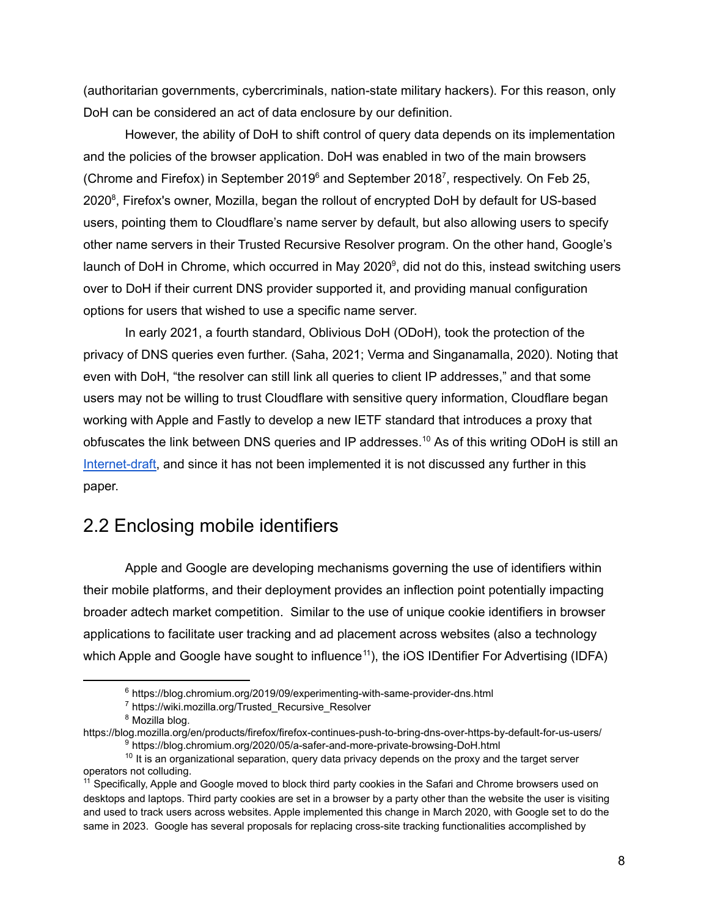(authoritarian governments, cybercriminals, nation-state military hackers). For this reason, only DoH can be considered an act of data enclosure by our definition.

However, the ability of DoH to shift control of query data depends on its implementation and the policies of the browser application. DoH was enabled in two of the main browsers (Chrome and Firefox) in September 2019[6] and September 2018[7], respectively. On Feb 25, 2020[8], Firefox's owner, Mozilla, began the rollout of encrypted DoH by default for US-based users, pointing them to Cloudflare's name server by default, but also allowing users to specify other name servers in their Trusted Recursive Resolver program. On the other hand, Google's launch of DoH in Chrome, which occurred in May 2020[9], did not do this, instead switching users over to DoH if their current DNS provider supported it, and providing manual configuration options for users that wished to use a specific name server.

In early 2021, a fourth standard, Oblivious DoH (ODoH), took the protection of the privacy of DNS queries even further. (Saha, 2021; Verma and Singanamalla, 2020). Noting that even with DoH, "the resolver can still link all queries to client IP addresses," and that some users may not be willing to trust Cloudflare with sensitive query information, Cloudflare began working with Apple and Fastly to develop a new IETF standard that introduces a proxy that obfuscates the link between DNS queries and IP addresses.[10] As of this writing ODoH is still an Internet-draft, and since it has not been implemented it is not discussed any further in this paper.

## 2.2 Enclosing mobile identifiers

Apple and Google are developing mechanisms governing the use of identifiers within their mobile platforms, and their deployment provides an inflection point potentially impacting broader adtech market competition. Similar to the use of unique cookie identifiers in browser applications to facilitate user tracking and ad placement across websites (also a technology which Apple and Google have sought to influence[11]), the iOS IDentifier For Advertising (IDFA)

---

[6] https://blog.chromium.org/2019/09/experimenting-with-same-provider-dns.html

[7] https://wiki.mozilla.org/Trusted_Recursive_Resolver

[8] Mozilla blog. https://blog.mozilla.org/en/products/firefox/firefox-continues-push-to-bring-dns-over-https-by-default-for-us-users/

[9] https://blog.chromium.org/2020/05/a-safer-and-more-private-browsing-DoH.html

[10] It is an organizational separation, query data privacy depends on the proxy and the target server operators not colluding.

[11] Specifically, Apple and Google moved to block third party cookies in the Safari and Chrome browsers used on desktops and laptops. Third party cookies are set in a browser by a party other than the website the user is visiting and used to track users across websites. Apple implemented this change in March 2020, with Google set to do the same in 2023. Google has several proposals for replacing cross-site tracking functionalities accomplished by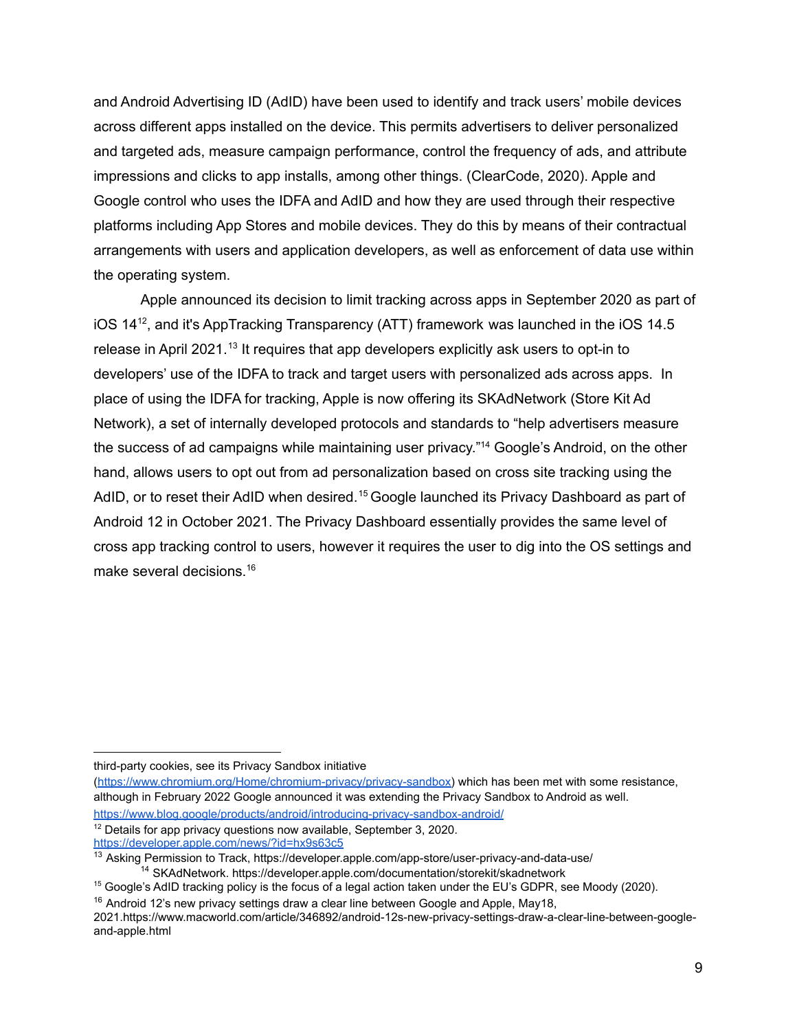and Android Advertising ID (AdID) have been used to identify and track users' mobile devices across different apps installed on the device. This permits advertisers to deliver personalized and targeted ads, measure campaign performance, control the frequency of ads, and attribute impressions and clicks to app installs, among other things. (ClearCode, 2020). Apple and Google control who uses the IDFA and AdID and how they are used through their respective platforms including App Stores and mobile devices. They do this by means of their contractual arrangements with users and application developers, as well as enforcement of data use within the operating system.

Apple announced its decision to limit tracking across apps in September 2020 as part of iOS 14[12], and it's AppTracking Transparency (ATT) framework was launched in the iOS 14.5 release in April 2021.[13] It requires that app developers explicitly ask users to opt-in to developers' use of the IDFA to track and target users with personalized ads across apps. In place of using the IDFA for tracking, Apple is now offering its SKAdNetwork (Store Kit Ad Network), a set of internally developed protocols and standards to "help advertisers measure the success of ad campaigns while maintaining user privacy."[14] Google's Android, on the other hand, allows users to opt out from ad personalization based on cross site tracking using the AdID, or to reset their AdID when desired.[15] Google launched its Privacy Dashboard as part of Android 12 in October 2021. The Privacy Dashboard essentially provides the same level of cross app tracking control to users, however it requires the user to dig into the OS settings and make several decisions.[16]

---

third-party cookies, see its Privacy Sandbox initiative (https://www.chromium.org/Home/chromium-privacy/privacy-sandbox) which has been met with some resistance, although in February 2022 Google announced it was extending the Privacy Sandbox to Android as well. https://www.blog.google/products/android/introducing-privacy-sandbox-android/

[12] Details for app privacy questions now available, September 3, 2020. https://developer.apple.com/news/?id=hx9s63c5

[13] Asking Permission to Track, https://developer.apple.com/app-store/user-privacy-and-data-use/

[14] SKAdNetwork. https://developer.apple.com/documentation/storekit/skadnetwork

[15] Google's AdID tracking policy is the focus of a legal action taken under the EU's GDPR, see Moody (2020).

[16] Android 12's new privacy settings draw a clear line between Google and Apple, May18, 2021.https://www.macworld.com/article/346892/android-12s-new-privacy-settings-draw-a-clear-line-between-google-and-apple.html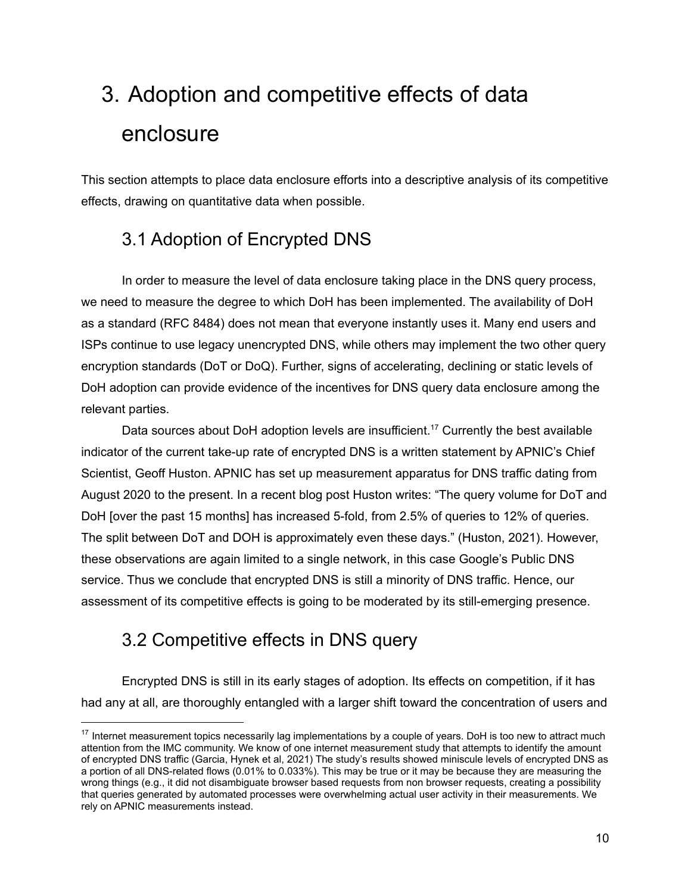# 3. Adoption and competitive effects of data enclosure

This section attempts to place data enclosure efforts into a descriptive analysis of its competitive effects, drawing on quantitative data when possible.

## 3.1 Adoption of Encrypted DNS

In order to measure the level of data enclosure taking place in the DNS query process, we need to measure the degree to which DoH has been implemented. The availability of DoH as a standard (RFC 8484) does not mean that everyone instantly uses it. Many end users and ISPs continue to use legacy unencrypted DNS, while others may implement the two other query encryption standards (DoT or DoQ). Further, signs of accelerating, declining or static levels of DoH adoption can provide evidence of the incentives for DNS query data enclosure among the relevant parties.

Data sources about DoH adoption levels are insufficient.[17] Currently the best available indicator of the current take-up rate of encrypted DNS is a written statement by APNIC's Chief Scientist, Geoff Huston. APNIC has set up measurement apparatus for DNS traffic dating from August 2020 to the present. In a recent blog post Huston writes: "The query volume for DoT and DoH [over the past 15 months] has increased 5-fold, from 2.5% of queries to 12% of queries. The split between DoT and DOH is approximately even these days." (Huston, 2021). However, these observations are again limited to a single network, in this case Google's Public DNS service. Thus we conclude that encrypted DNS is still a minority of DNS traffic. Hence, our assessment of its competitive effects is going to be moderated by its still-emerging presence.

## 3.2 Competitive effects in DNS query

Encrypted DNS is still in its early stages of adoption. Its effects on competition, if it has had any at all, are thoroughly entangled with a larger shift toward the concentration of users and

[17] Internet measurement topics necessarily lag implementations by a couple of years. DoH is too new to attract much attention from the IMC community. We know of one internet measurement study that attempts to identify the amount of encrypted DNS traffic (Garcia, Hynek et al, 2021) The study's results showed miniscule levels of encrypted DNS as a portion of all DNS-related flows (0.01% to 0.033%). This may be true or it may be because they are measuring the wrong things (e.g., it did not disambiguate browser based requests from non browser requests, creating a possibility that queries generated by automated processes were overwhelming actual user activity in their measurements. We rely on APNIC measurements instead.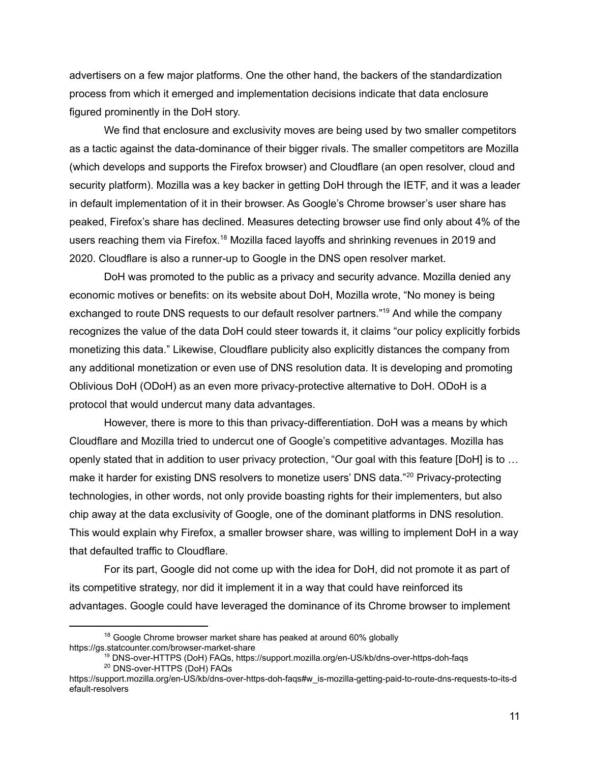advertisers on a few major platforms. One the other hand, the backers of the standardization process from which it emerged and implementation decisions indicate that data enclosure figured prominently in the DoH story.

We find that enclosure and exclusivity moves are being used by two smaller competitors as a tactic against the data-dominance of their bigger rivals. The smaller competitors are Mozilla (which develops and supports the Firefox browser) and Cloudflare (an open resolver, cloud and security platform). Mozilla was a key backer in getting DoH through the IETF, and it was a leader in default implementation of it in their browser. As Google's Chrome browser's user share has peaked, Firefox's share has declined. Measures detecting browser use find only about 4% of the users reaching them via Firefox.[18] Mozilla faced layoffs and shrinking revenues in 2019 and 2020. Cloudflare is also a runner-up to Google in the DNS open resolver market.

DoH was promoted to the public as a privacy and security advance. Mozilla denied any economic motives or benefits: on its website about DoH, Mozilla wrote, "No money is being exchanged to route DNS requests to our default resolver partners."[19] And while the company recognizes the value of the data DoH could steer towards it, it claims "our policy explicitly forbids monetizing this data." Likewise, Cloudflare publicity also explicitly distances the company from any additional monetization or even use of DNS resolution data. It is developing and promoting Oblivious DoH (ODoH) as an even more privacy-protective alternative to DoH. ODoH is a protocol that would undercut many data advantages.

However, there is more to this than privacy-differentiation. DoH was a means by which Cloudflare and Mozilla tried to undercut one of Google's competitive advantages. Mozilla has openly stated that in addition to user privacy protection, "Our goal with this feature [DoH] is to … make it harder for existing DNS resolvers to monetize users' DNS data."[20] Privacy-protecting technologies, in other words, not only provide boasting rights for their implementers, but also chip away at the data exclusivity of Google, one of the dominant platforms in DNS resolution. This would explain why Firefox, a smaller browser share, was willing to implement DoH in a way that defaulted traffic to Cloudflare.

For its part, Google did not come up with the idea for DoH, did not promote it as part of its competitive strategy, nor did it implement it in a way that could have reinforced its advantages. Google could have leveraged the dominance of its Chrome browser to implement

---

[18] Google Chrome browser market share has peaked at around 60% globally https://gs.statcounter.com/browser-market-share

[19] DNS-over-HTTPS (DoH) FAQs, https://support.mozilla.org/en-US/kb/dns-over-https-doh-faqs

[20] DNS-over-HTTPS (DoH) FAQs https://support.mozilla.org/en-US/kb/dns-over-https-doh-faqs#w_is-mozilla-getting-paid-to-route-dns-requests-to-its-default-resolvers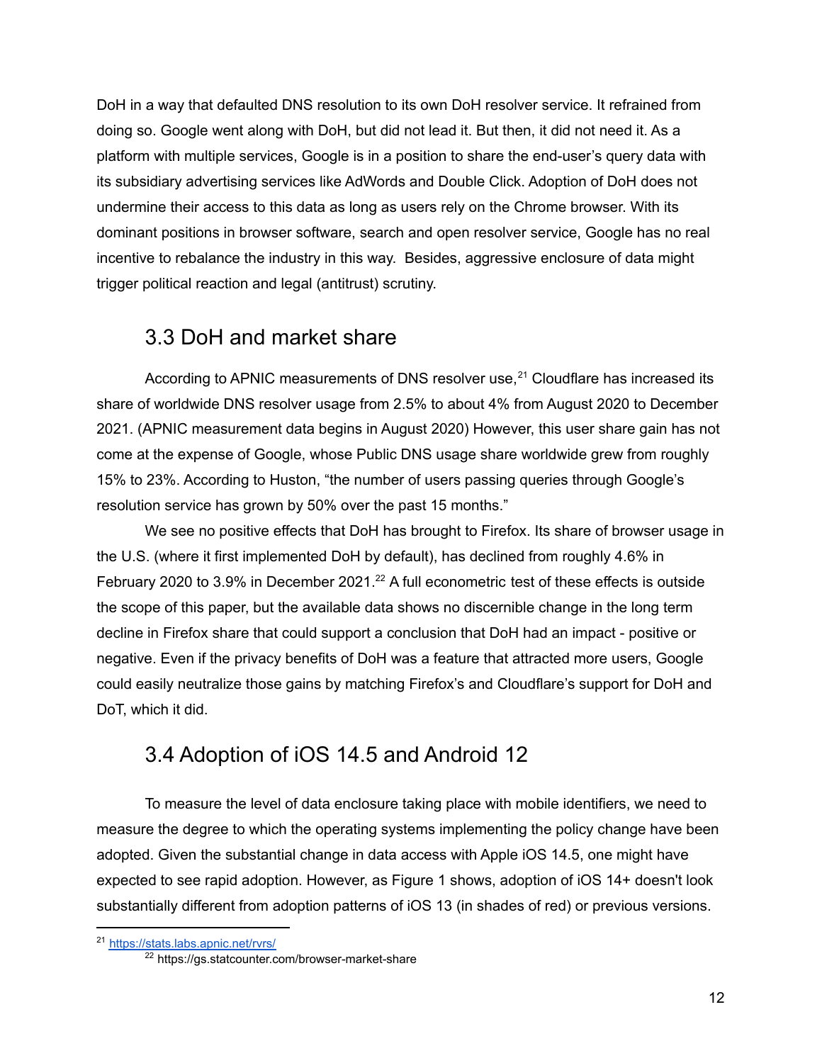DoH in a way that defaulted DNS resolution to its own DoH resolver service. It refrained from doing so. Google went along with DoH, but did not lead it. But then, it did not need it. As a platform with multiple services, Google is in a position to share the end-user's query data with its subsidiary advertising services like AdWords and Double Click. Adoption of DoH does not undermine their access to this data as long as users rely on the Chrome browser. With its dominant positions in browser software, search and open resolver service, Google has no real incentive to rebalance the industry in this way. Besides, aggressive enclosure of data might trigger political reaction and legal (antitrust) scrutiny.

## 3.3 DoH and market share

According to APNIC measurements of DNS resolver use,[21] Cloudflare has increased its share of worldwide DNS resolver usage from 2.5% to about 4% from August 2020 to December 2021. (APNIC measurement data begins in August 2020) However, this user share gain has not come at the expense of Google, whose Public DNS usage share worldwide grew from roughly 15% to 23%. According to Huston, "the number of users passing queries through Google's resolution service has grown by 50% over the past 15 months."

We see no positive effects that DoH has brought to Firefox. Its share of browser usage in the U.S. (where it first implemented DoH by default), has declined from roughly 4.6% in February 2020 to 3.9% in December 2021.[22] A full econometric test of these effects is outside the scope of this paper, but the available data shows no discernible change in the long term decline in Firefox share that could support a conclusion that DoH had an impact - positive or negative. Even if the privacy benefits of DoH was a feature that attracted more users, Google could easily neutralize those gains by matching Firefox's and Cloudflare's support for DoH and DoT, which it did.

## 3.4 Adoption of iOS 14.5 and Android 12

To measure the level of data enclosure taking place with mobile identifiers, we need to measure the degree to which the operating systems implementing the policy change have been adopted. Given the substantial change in data access with Apple iOS 14.5, one might have expected to see rapid adoption. However, as Figure 1 shows, adoption of iOS 14+ doesn't look substantially different from adoption patterns of iOS 13 (in shades of red) or previous versions.

---

[21] https://stats.labs.apnic.net/rvrs/

[22] https://gs.statcounter.com/browser-market-share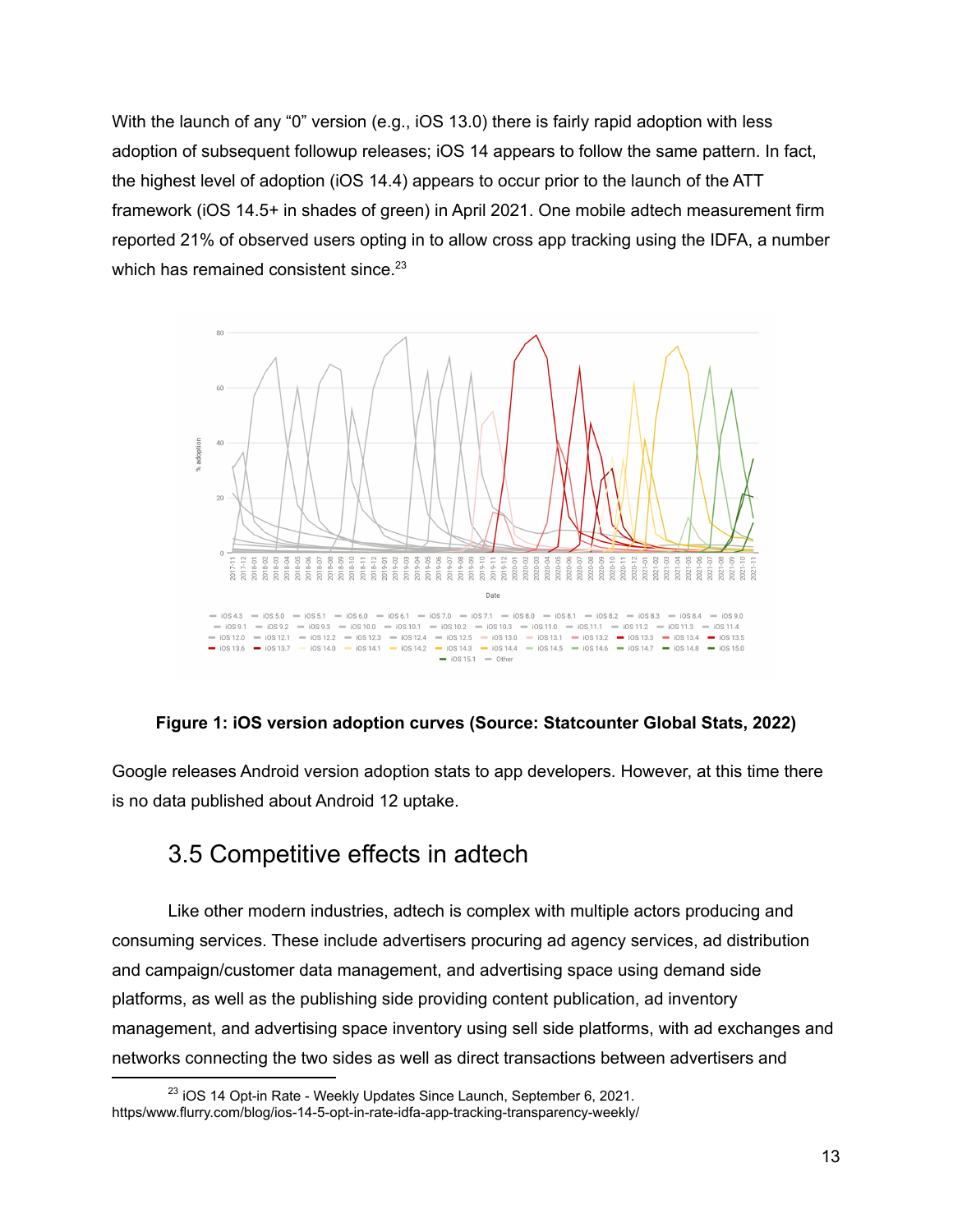With the launch of any "0" version (e.g., iOS 13.0) there is fairly rapid adoption with less adoption of subsequent followup releases; iOS 14 appears to follow the same pattern. In fact, the highest level of adoption (iOS 14.4) appears to occur prior to the launch of the ATT framework (iOS 14.5+ in shades of green) in April 2021. One mobile adtech measurement firm reported 21% of observed users opting in to allow cross app tracking using the IDFA, a number which has remained consistent since.[23]

**Figure 1: iOS version adoption curves (Source: Statcounter Global Stats, 2022)**

Google releases Android version adoption stats to app developers. However, at this time there is no data published about Android 12 uptake.

## 3.5 Competitive effects in adtech

Like other modern industries, adtech is complex with multiple actors producing and consuming services. These include advertisers procuring ad agency services, ad distribution and campaign/customer data management, and advertising space using demand side platforms, as well as the publishing side providing content publication, ad inventory management, and advertising space inventory using sell side platforms, with ad exchanges and networks connecting the two sides as well as direct transactions between advertisers and

[23] iOS 14 Opt-in Rate - Weekly Updates Since Launch, September 6, 2021. https/www.flurry.com/blog/ios-14-5-opt-in-rate-idfa-app-tracking-transparency-weekly/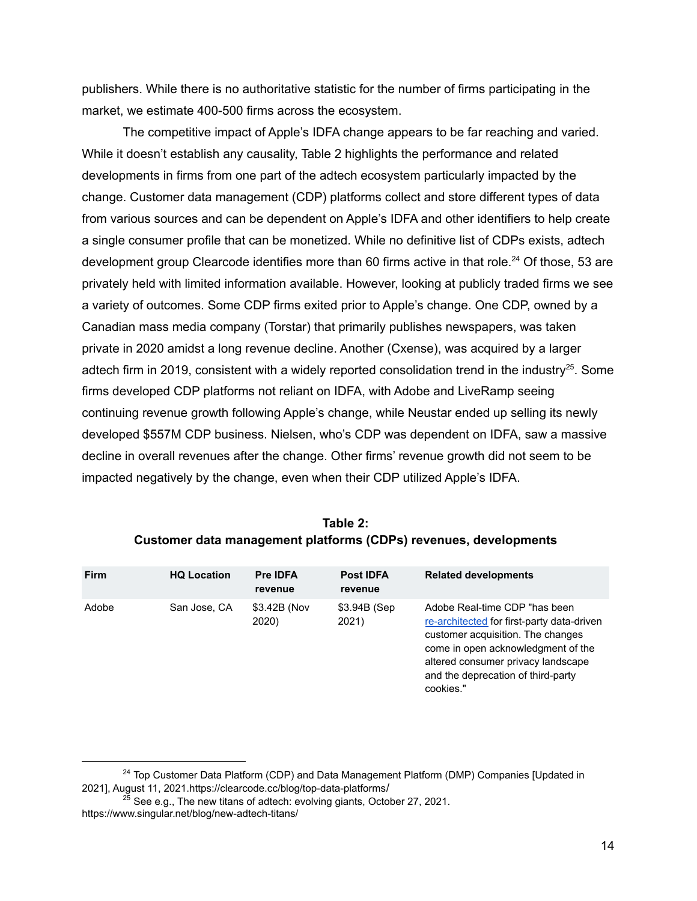publishers. While there is no authoritative statistic for the number of firms participating in the market, we estimate 400-500 firms across the ecosystem.

The competitive impact of Apple's IDFA change appears to be far reaching and varied. While it doesn't establish any causality, Table 2 highlights the performance and related developments in firms from one part of the adtech ecosystem particularly impacted by the change. Customer data management (CDP) platforms collect and store different types of data from various sources and can be dependent on Apple's IDFA and other identifiers to help create a single consumer profile that can be monetized. While no definitive list of CDPs exists, adtech development group Clearcode identifies more than 60 firms active in that role.[24] Of those, 53 are privately held with limited information available. However, looking at publicly traded firms we see a variety of outcomes. Some CDP firms exited prior to Apple's change. One CDP, owned by a Canadian mass media company (Torstar) that primarily publishes newspapers, was taken private in 2020 amidst a long revenue decline. Another (Cxense), was acquired by a larger adtech firm in 2019, consistent with a widely reported consolidation trend in the industry[25]. Some firms developed CDP platforms not reliant on IDFA, with Adobe and LiveRamp seeing continuing revenue growth following Apple's change, while Neustar ended up selling its newly developed $557M CDP business. Nielsen, who's CDP was dependent on IDFA, saw a massive decline in overall revenues after the change. Other firms' revenue growth did not seem to be impacted negatively by the change, even when their CDP utilized Apple's IDFA.

**Table 2:**
**Customer data management platforms (CDPs) revenues, developments**

| Firm | HQ Location | Pre IDFA revenue | Post IDFA revenue | Related developments |
|---|---|---|---|---|
| Adobe | San Jose, CA | $3.42B (Nov 2020) | $3.94B (Sep 2021) | Adobe Real-time CDP "has been re-architected for first-party data-driven customer acquisition. The changes come in open acknowledgment of the altered consumer privacy landscape and the deprecation of third-party cookies." |

[24] Top Customer Data Platform (CDP) and Data Management Platform (DMP) Companies [Updated in 2021], August 11, 2021.https://clearcode.cc/blog/top-data-platforms/

[25] See e.g., The new titans of adtech: evolving giants, October 27, 2021. https://www.singular.net/blog/new-adtech-titans/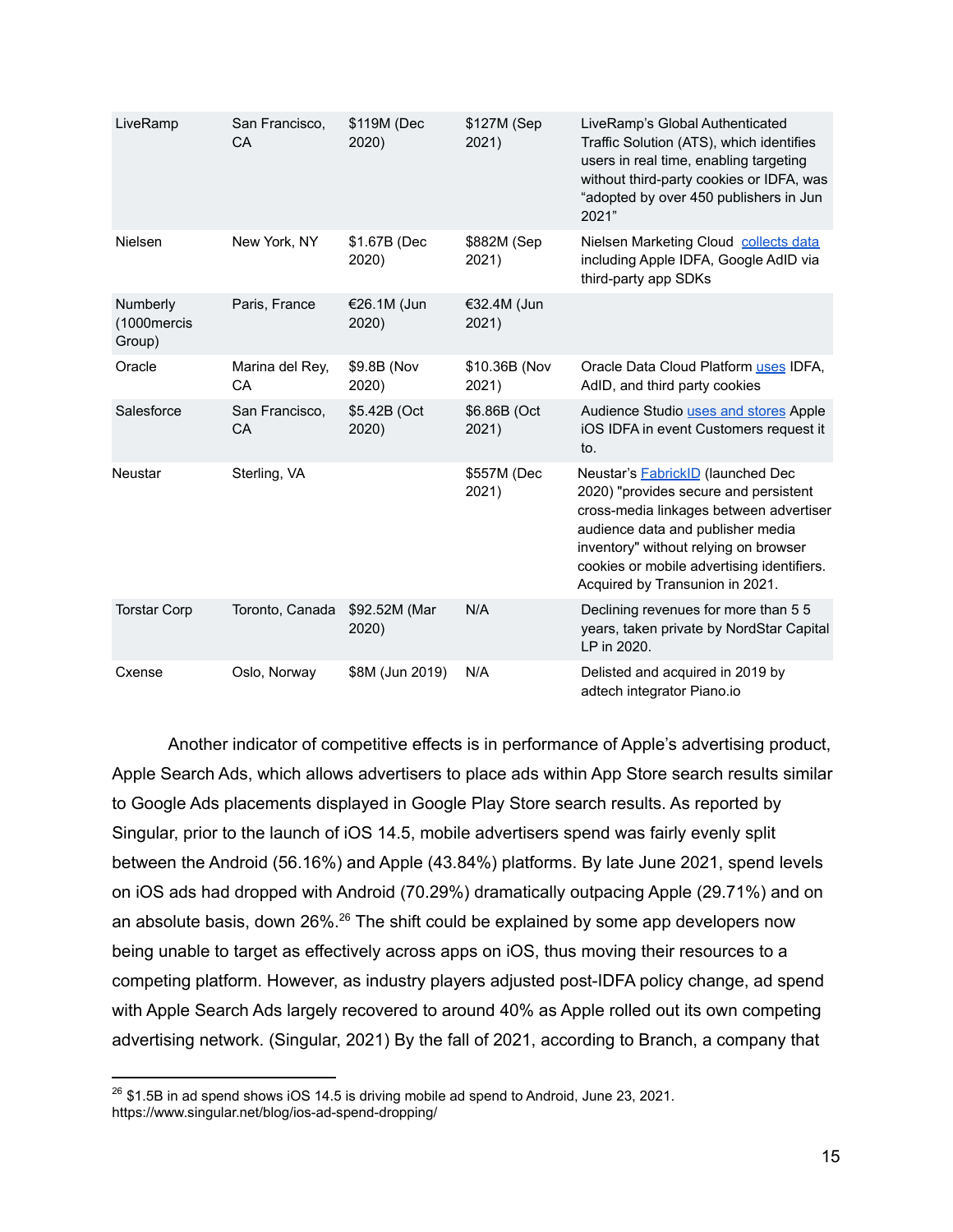| | | | | |
|---|---|---|---|---|
| LiveRamp | San Francisco, CA | $119M (Dec 2020) | $127M (Sep 2021) | LiveRamp's Global Authenticated Traffic Solution (ATS), which identifies users in real time, enabling targeting without third-party cookies or IDFA, was "adopted by over 450 publishers in Jun 2021" |
| Nielsen | New York, NY | $1.67B (Dec 2020) | $882M (Sep 2021) | Nielsen Marketing Cloud collects data including Apple IDFA, Google AdID via third-party app SDKs |
| Numberly (1000mercis Group) | Paris, France | €26.1M (Jun 2020) | €32.4M (Jun 2021) | |
| Oracle | Marina del Rey, CA | $9.8B (Nov 2020) | $10.36B (Nov 2021) | Oracle Data Cloud Platform uses IDFA, AdID, and third party cookies |
| Salesforce | San Francisco, CA | $5.42B (Oct 2020) | $6.86B (Oct 2021) | Audience Studio uses and stores Apple iOS IDFA in event Customers request it to. |
| Neustar | Sterling, VA | | $557M (Dec 2021) | Neustar's FabrickID (launched Dec 2020) "provides secure and persistent cross-media linkages between advertiser audience data and publisher media inventory" without relying on browser cookies or mobile advertising identifiers. Acquired by Transunion in 2021. |
| Torstar Corp | Toronto, Canada | $92.52M (Mar 2020) | N/A | Declining revenues for more than 5 5 years, taken private by NordStar Capital LP in 2020. |
| Cxense | Oslo, Norway | $8M (Jun 2019) | N/A | Delisted and acquired in 2019 by adtech integrator Piano.io |

Another indicator of competitive effects is in performance of Apple's advertising product, Apple Search Ads, which allows advertisers to place ads within App Store search results similar to Google Ads placements displayed in Google Play Store search results. As reported by Singular, prior to the launch of iOS 14.5, mobile advertisers spend was fairly evenly split between the Android (56.16%) and Apple (43.84%) platforms. By late June 2021, spend levels on iOS ads had dropped with Android (70.29%) dramatically outpacing Apple (29.71%) and on an absolute basis, down 26%.[26] The shift could be explained by some app developers now being unable to target as effectively across apps on iOS, thus moving their resources to a competing platform. However, as industry players adjusted post-IDFA policy change, ad spend with Apple Search Ads largely recovered to around 40% as Apple rolled out its own competing advertising network. (Singular, 2021) By the fall of 2021, according to Branch, a company that

[26] $1.5B in ad spend shows iOS 14.5 is driving mobile ad spend to Android, June 23, 2021. https://www.singular.net/blog/ios-ad-spend-dropping/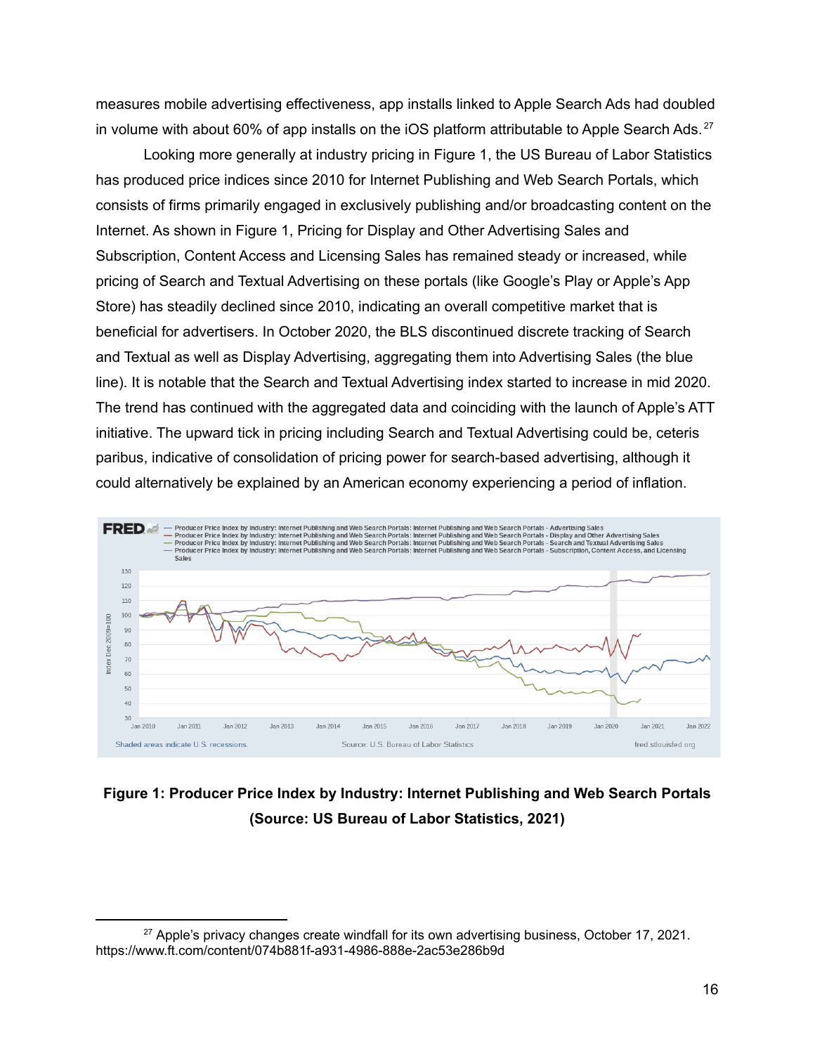measures mobile advertising effectiveness, app installs linked to Apple Search Ads had doubled in volume with about 60% of app installs on the iOS platform attributable to Apple Search Ads.[27]

Looking more generally at industry pricing in Figure 1, the US Bureau of Labor Statistics has produced price indices since 2010 for Internet Publishing and Web Search Portals, which consists of firms primarily engaged in exclusively publishing and/or broadcasting content on the Internet. As shown in Figure 1, Pricing for Display and Other Advertising Sales and Subscription, Content Access and Licensing Sales has remained steady or increased, while pricing of Search and Textual Advertising on these portals (like Google's Play or Apple's App Store) has steadily declined since 2010, indicating an overall competitive market that is beneficial for advertisers. In October 2020, the BLS discontinued discrete tracking of Search and Textual as well as Display Advertising, aggregating them into Advertising Sales (the blue line). It is notable that the Search and Textual Advertising index started to increase in mid 2020. The trend has continued with the aggregated data and coinciding with the launch of Apple's ATT initiative. The upward tick in pricing including Search and Textual Advertising could be, ceteris paribus, indicative of consolidation of pricing power for search-based advertising, although it could alternatively be explained by an American economy experiencing a period of inflation.

**Figure 1: Producer Price Index by Industry: Internet Publishing and Web Search Portals (Source: US Bureau of Labor Statistics, 2021)**

[27] Apple's privacy changes create windfall for its own advertising business, October 17, 2021. https://www.ft.com/content/074b881f-a931-4986-888e-2ac53e286b9d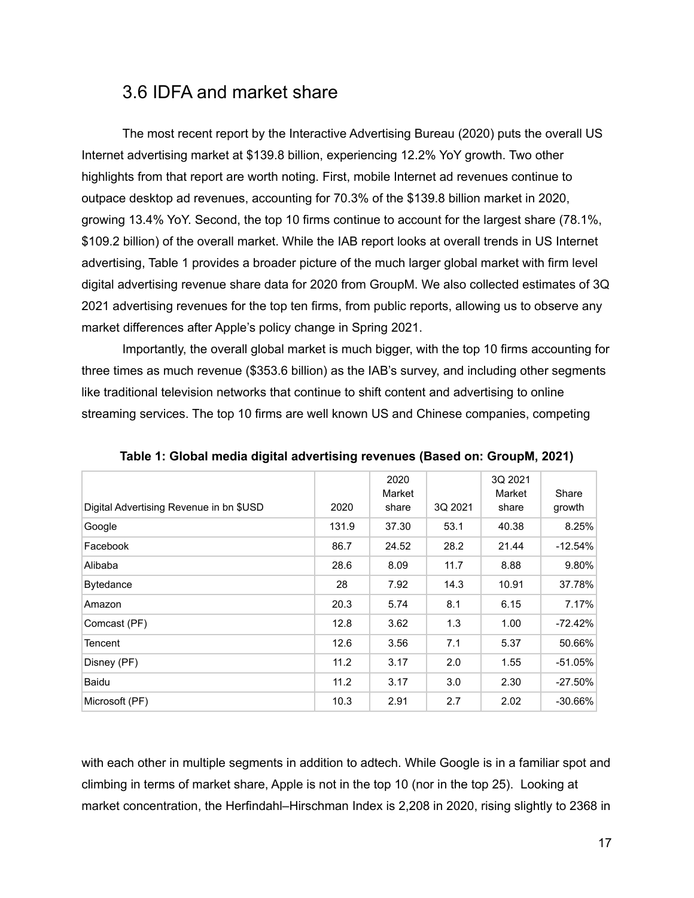## 3.6 IDFA and market share

The most recent report by the Interactive Advertising Bureau (2020) puts the overall US Internet advertising market at $139.8 billion, experiencing 12.2% YoY growth. Two other highlights from that report are worth noting. First, mobile Internet ad revenues continue to outpace desktop ad revenues, accounting for 70.3% of the $139.8 billion market in 2020, growing 13.4% YoY. Second, the top 10 firms continue to account for the largest share (78.1%, $109.2 billion) of the overall market. While the IAB report looks at overall trends in US Internet advertising, Table 1 provides a broader picture of the much larger global market with firm level digital advertising revenue share data for 2020 from GroupM. We also collected estimates of 3Q 2021 advertising revenues for the top ten firms, from public reports, allowing us to observe any market differences after Apple's policy change in Spring 2021.

Importantly, the overall global market is much bigger, with the top 10 firms accounting for three times as much revenue ($353.6 billion) as the IAB's survey, and including other segments like traditional television networks that continue to shift content and advertising to online streaming services. The top 10 firms are well known US and Chinese companies, competing with each other in multiple segments in addition to adtech. While Google is in a familiar spot and climbing in terms of market share, Apple is not in the top 10 (nor in the top 25). Looking at market concentration, the Herfindahl–Hirschman Index is 2,208 in 2020, rising slightly to 2368 in

**Table 1: Global media digital advertising revenues (Based on: GroupM, 2021)**

| Digital Advertising Revenue in bn $USD | 2020 | 2020 Market share | 3Q 2021 | 3Q 2021 Market share | Share growth |
|---|---|---|---|---|---|
| Google | 131.9 | 37.30 | 53.1 | 40.38 | 8.25% |
| Facebook | 86.7 | 24.52 | 28.2 | 21.44 | -12.54% |
| Alibaba | 28.6 | 8.09 | 11.7 | 8.88 | 9.80% |
| Bytedance | 28 | 7.92 | 14.3 | 10.91 | 37.78% |
| Amazon | 20.3 | 5.74 | 8.1 | 6.15 | 7.17% |
| Comcast (PF) | 12.8 | 3.62 | 1.3 | 1.00 | -72.42% |
| Tencent | 12.6 | 3.56 | 7.1 | 5.37 | 50.66% |
| Disney (PF) | 11.2 | 3.17 | 2.0 | 1.55 | -51.05% |
| Baidu | 11.2 | 3.17 | 3.0 | 2.30 | -27.50% |
| Microsoft (PF) | 10.3 | 2.91 | 2.7 | 2.02 | -30.66% |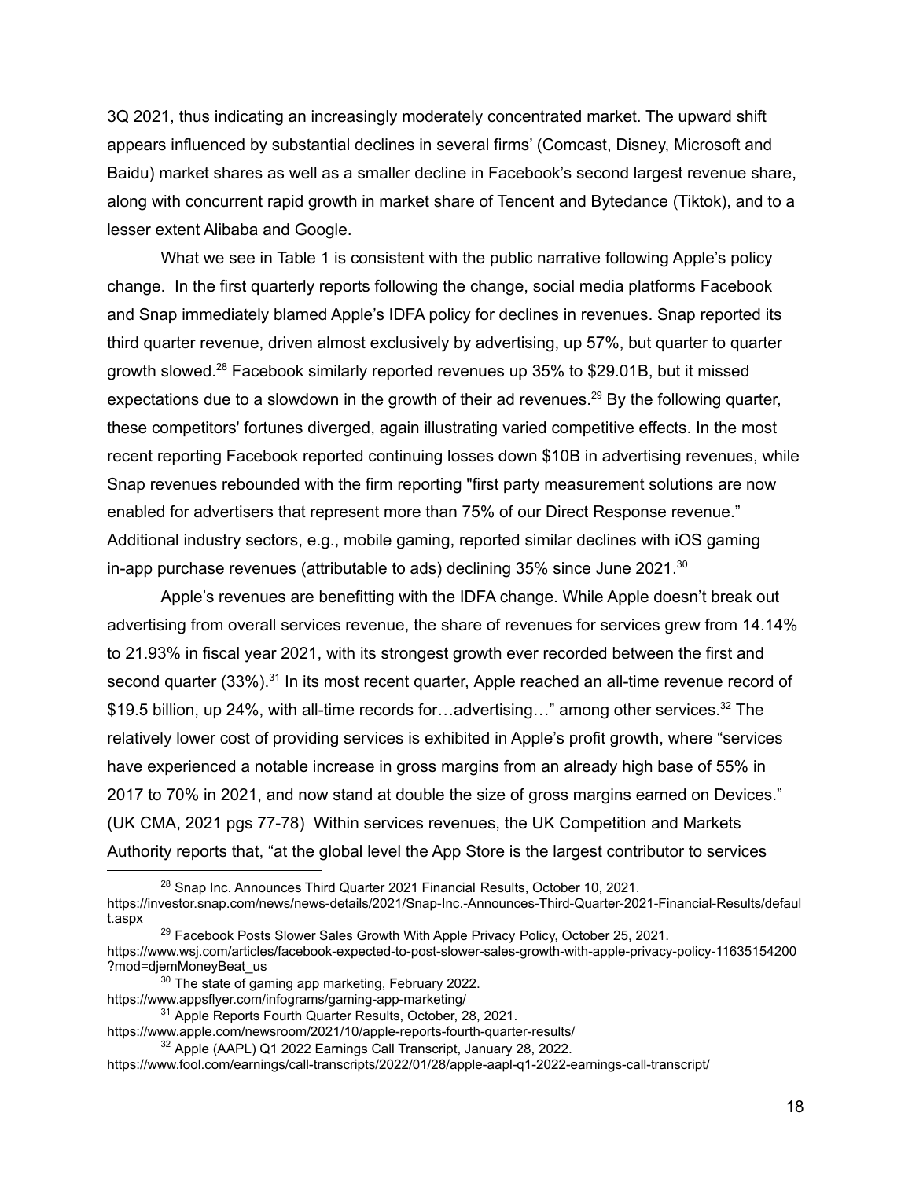3Q 2021, thus indicating an increasingly moderately concentrated market. The upward shift appears influenced by substantial declines in several firms' (Comcast, Disney, Microsoft and Baidu) market shares as well as a smaller decline in Facebook's second largest revenue share, along with concurrent rapid growth in market share of Tencent and Bytedance (Tiktok), and to a lesser extent Alibaba and Google.

What we see in Table 1 is consistent with the public narrative following Apple's policy change. In the first quarterly reports following the change, social media platforms Facebook and Snap immediately blamed Apple's IDFA policy for declines in revenues. Snap reported its third quarter revenue, driven almost exclusively by advertising, up 57%, but quarter to quarter growth slowed.[28] Facebook similarly reported revenues up 35% to $29.01B, but it missed expectations due to a slowdown in the growth of their ad revenues.[29] By the following quarter, these competitors' fortunes diverged, again illustrating varied competitive effects. In the most recent reporting Facebook reported continuing losses down $10B in advertising revenues, while Snap revenues rebounded with the firm reporting "first party measurement solutions are now enabled for advertisers that represent more than 75% of our Direct Response revenue." Additional industry sectors, e.g., mobile gaming, reported similar declines with iOS gaming in-app purchase revenues (attributable to ads) declining 35% since June 2021.[30]

Apple's revenues are benefitting with the IDFA change. While Apple doesn't break out advertising from overall services revenue, the share of revenues for services grew from 14.14% to 21.93% in fiscal year 2021, with its strongest growth ever recorded between the first and second quarter (33%).[31] In its most recent quarter, Apple reached an all-time revenue record of $19.5 billion, up 24%, with all-time records for…advertising…" among other services.[32] The relatively lower cost of providing services is exhibited in Apple's profit growth, where "services have experienced a notable increase in gross margins from an already high base of 55% in 2017 to 70% in 2021, and now stand at double the size of gross margins earned on Devices." (UK CMA, 2021 pgs 77-78) Within services revenues, the UK Competition and Markets Authority reports that, "at the global level the App Store is the largest contributor to services

---

[28] Snap Inc. Announces Third Quarter 2021 Financial Results, October 10, 2021. https://investor.snap.com/news/news-details/2021/Snap-Inc.-Announces-Third-Quarter-2021-Financial-Results/default.aspx

[29] Facebook Posts Slower Sales Growth With Apple Privacy Policy, October 25, 2021. https://www.wsj.com/articles/facebook-expected-to-post-slower-sales-growth-with-apple-privacy-policy-11635154200?mod=djemMoneyBeat_us

[30] The state of gaming app marketing, February 2022. https://www.appsflyer.com/infograms/gaming-app-marketing/

[31] Apple Reports Fourth Quarter Results, October, 28, 2021. https://www.apple.com/newsroom/2021/10/apple-reports-fourth-quarter-results/

[32] Apple (AAPL) Q1 2022 Earnings Call Transcript, January 28, 2022. https://www.fool.com/earnings/call-transcripts/2022/01/28/apple-aapl-q1-2022-earnings-call-transcript/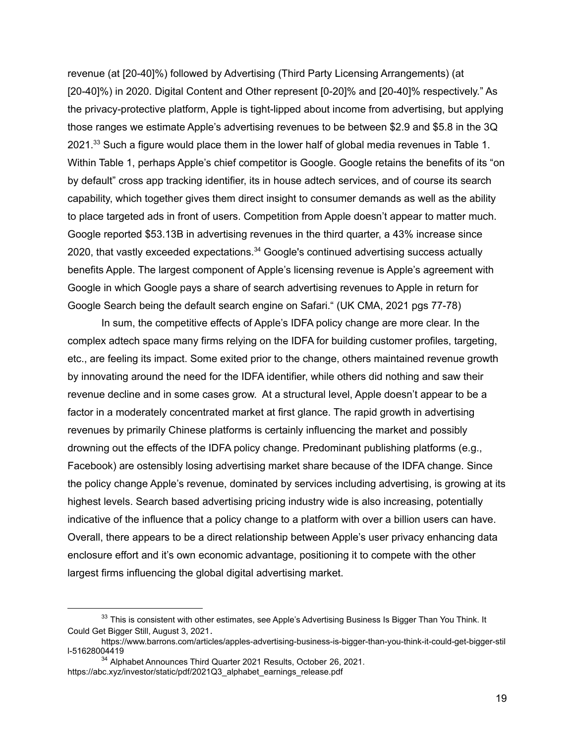revenue (at [20-40]%) followed by Advertising (Third Party Licensing Arrangements) (at [20-40]%) in 2020. Digital Content and Other represent [0-20]% and [20-40]% respectively." As the privacy-protective platform, Apple is tight-lipped about income from advertising, but applying those ranges we estimate Apple's advertising revenues to be between $2.9 and $5.8 in the 3Q 2021.[33] Such a figure would place them in the lower half of global media revenues in Table 1. Within Table 1, perhaps Apple's chief competitor is Google. Google retains the benefits of its "on by default" cross app tracking identifier, its in house adtech services, and of course its search capability, which together gives them direct insight to consumer demands as well as the ability to place targeted ads in front of users. Competition from Apple doesn't appear to matter much. Google reported $53.13B in advertising revenues in the third quarter, a 43% increase since 2020, that vastly exceeded expectations.[34] Google's continued advertising success actually benefits Apple. The largest component of Apple's licensing revenue is Apple's agreement with Google in which Google pays a share of search advertising revenues to Apple in return for Google Search being the default search engine on Safari." (UK CMA, 2021 pgs 77-78)

In sum, the competitive effects of Apple's IDFA policy change are more clear. In the complex adtech space many firms relying on the IDFA for building customer profiles, targeting, etc., are feeling its impact. Some exited prior to the change, others maintained revenue growth by innovating around the need for the IDFA identifier, while others did nothing and saw their revenue decline and in some cases grow. At a structural level, Apple doesn't appear to be a factor in a moderately concentrated market at first glance. The rapid growth in advertising revenues by primarily Chinese platforms is certainly influencing the market and possibly drowning out the effects of the IDFA policy change. Predominant publishing platforms (e.g., Facebook) are ostensibly losing advertising market share because of the IDFA change. Since the policy change Apple's revenue, dominated by services including advertising, is growing at its highest levels. Search based advertising pricing industry wide is also increasing, potentially indicative of the influence that a policy change to a platform with over a billion users can have. Overall, there appears to be a direct relationship between Apple's user privacy enhancing data enclosure effort and it's own economic advantage, positioning it to compete with the other largest firms influencing the global digital advertising market.

---

[33] This is consistent with other estimates, see Apple's Advertising Business Is Bigger Than You Think. It Could Get Bigger Still, August 3, 2021. https://www.barrons.com/articles/apples-advertising-business-is-bigger-than-you-think-it-could-get-bigger-still-51628004419

[34] Alphabet Announces Third Quarter 2021 Results, October 26, 2021. https://abc.xyz/investor/static/pdf/2021Q3_alphabet_earnings_release.pdf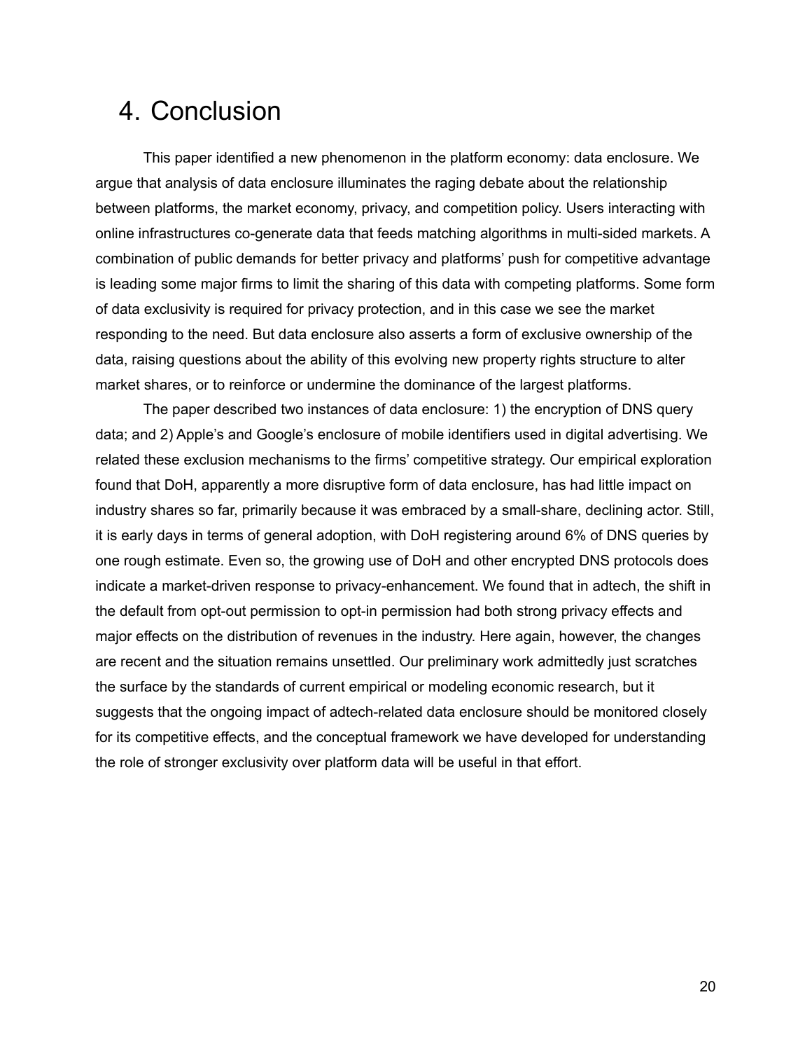# 4. Conclusion

This paper identified a new phenomenon in the platform economy: data enclosure. We argue that analysis of data enclosure illuminates the raging debate about the relationship between platforms, the market economy, privacy, and competition policy. Users interacting with online infrastructures co-generate data that feeds matching algorithms in multi-sided markets. A combination of public demands for better privacy and platforms' push for competitive advantage is leading some major firms to limit the sharing of this data with competing platforms. Some form of data exclusivity is required for privacy protection, and in this case we see the market responding to the need. But data enclosure also asserts a form of exclusive ownership of the data, raising questions about the ability of this evolving new property rights structure to alter market shares, or to reinforce or undermine the dominance of the largest platforms.

The paper described two instances of data enclosure: 1) the encryption of DNS query data; and 2) Apple's and Google's enclosure of mobile identifiers used in digital advertising. We related these exclusion mechanisms to the firms' competitive strategy. Our empirical exploration found that DoH, apparently a more disruptive form of data enclosure, has had little impact on industry shares so far, primarily because it was embraced by a small-share, declining actor. Still, it is early days in terms of general adoption, with DoH registering around 6% of DNS queries by one rough estimate. Even so, the growing use of DoH and other encrypted DNS protocols does indicate a market-driven response to privacy-enhancement. We found that in adtech, the shift in the default from opt-out permission to opt-in permission had both strong privacy effects and major effects on the distribution of revenues in the industry. Here again, however, the changes are recent and the situation remains unsettled. Our preliminary work admittedly just scratches the surface by the standards of current empirical or modeling economic research, but it suggests that the ongoing impact of adtech-related data enclosure should be monitored closely for its competitive effects, and the conceptual framework we have developed for understanding the role of stronger exclusivity over platform data will be useful in that effort.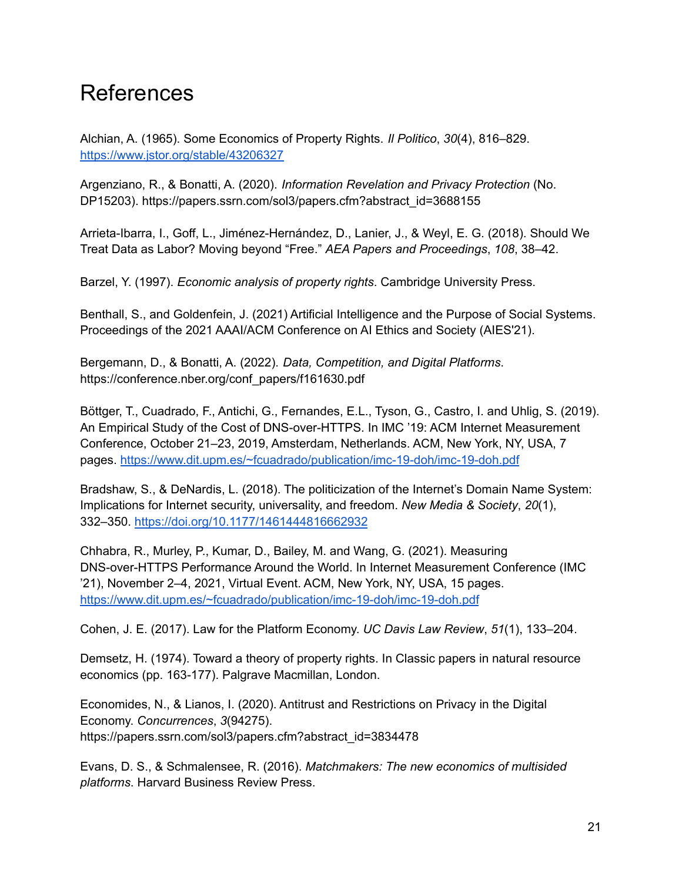# References

Alchian, A. (1965). Some Economics of Property Rights. *Il Politico*, *30*(4), 816–829. https://www.jstor.org/stable/43206327

Argenziano, R., & Bonatti, A. (2020). *Information Revelation and Privacy Protection* (No. DP15203). https://papers.ssrn.com/sol3/papers.cfm?abstract_id=3688155

Arrieta-Ibarra, I., Goff, L., Jiménez-Hernández, D., Lanier, J., & Weyl, E. G. (2018). Should We Treat Data as Labor? Moving beyond "Free." *AEA Papers and Proceedings*, *108*, 38–42.

Barzel, Y. (1997). *Economic analysis of property rights*. Cambridge University Press.

Benthall, S., and Goldenfein, J. (2021) Artificial Intelligence and the Purpose of Social Systems. Proceedings of the 2021 AAAI/ACM Conference on AI Ethics and Society (AIES'21).

Bergemann, D., & Bonatti, A. (2022). *Data, Competition, and Digital Platforms*. https://conference.nber.org/conf_papers/f161630.pdf

Böttger, T., Cuadrado, F., Antichi, G., Fernandes, E.L., Tyson, G., Castro, I. and Uhlig, S. (2019). An Empirical Study of the Cost of DNS-over-HTTPS. In IMC '19: ACM Internet Measurement Conference, October 21–23, 2019, Amsterdam, Netherlands. ACM, New York, NY, USA, 7 pages. https://www.dit.upm.es/~fcuadrado/publication/imc-19-doh/imc-19-doh.pdf

Bradshaw, S., & DeNardis, L. (2018). The politicization of the Internet's Domain Name System: Implications for Internet security, universality, and freedom. *New Media & Society*, *20*(1), 332–350. https://doi.org/10.1177/1461444816662932

Chhabra, R., Murley, P., Kumar, D., Bailey, M. and Wang, G. (2021). Measuring DNS-over-HTTPS Performance Around the World. In Internet Measurement Conference (IMC '21), November 2–4, 2021, Virtual Event. ACM, New York, NY, USA, 15 pages. https://www.dit.upm.es/~fcuadrado/publication/imc-19-doh/imc-19-doh.pdf

Cohen, J. E. (2017). Law for the Platform Economy. *UC Davis Law Review*, *51*(1), 133–204.

Demsetz, H. (1974). Toward a theory of property rights. In Classic papers in natural resource economics (pp. 163-177). Palgrave Macmillan, London.

Economides, N., & Lianos, I. (2020). Antitrust and Restrictions on Privacy in the Digital Economy. *Concurrences*, *3*(94275). https://papers.ssrn.com/sol3/papers.cfm?abstract_id=3834478

Evans, D. S., & Schmalensee, R. (2016). *Matchmakers: The new economics of multisided platforms*. Harvard Business Review Press.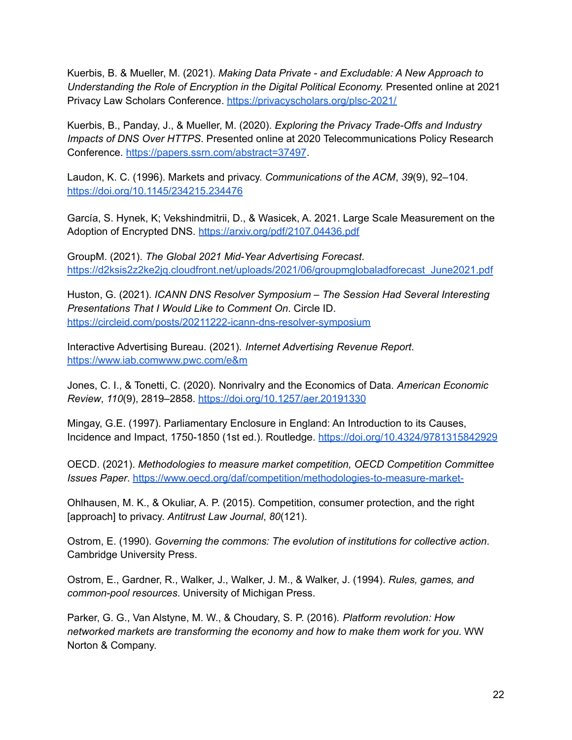Kuerbis, B. & Mueller, M. (2021). *Making Data Private - and Excludable: A New Approach to Understanding the Role of Encryption in the Digital Political Economy.* Presented online at 2021 Privacy Law Scholars Conference. https://privacyscholars.org/plsc-2021/

Kuerbis, B., Panday, J., & Mueller, M. (2020). *Exploring the Privacy Trade-Offs and Industry Impacts of DNS Over HTTPS*. Presented online at 2020 Telecommunications Policy Research Conference. https://papers.ssrn.com/abstract=37497.

Laudon, K. C. (1996). Markets and privacy. *Communications of the ACM*, *39*(9), 92–104. https://doi.org/10.1145/234215.234476

García, S. Hynek, K; Vekshindmitrii, D., & Wasicek, A. 2021. Large Scale Measurement on the Adoption of Encrypted DNS. https://arxiv.org/pdf/2107.04436.pdf

GroupM. (2021). *The Global 2021 Mid-Year Advertising Forecast*. https://d2ksis2z2ke2jq.cloudfront.net/uploads/2021/06/groupmglobaladforecast_June2021.pdf

Huston, G. (2021). *ICANN DNS Resolver Symposium – The Session Had Several Interesting Presentations That I Would Like to Comment On*. Circle ID. https://circleid.com/posts/20211222-icann-dns-resolver-symposium

Interactive Advertising Bureau. (2021). *Internet Advertising Revenue Report*. https://www.iab.comwww.pwc.com/e&m

Jones, C. I., & Tonetti, C. (2020). Nonrivalry and the Economics of Data. *American Economic Review*, *110*(9), 2819–2858. https://doi.org/10.1257/aer.20191330

Mingay, G.E. (1997). Parliamentary Enclosure in England: An Introduction to its Causes, Incidence and Impact, 1750-1850 (1st ed.). Routledge. https://doi.org/10.4324/9781315842929

OECD. (2021). *Methodologies to measure market competition, OECD Competition Committee Issues Paper*. https://www.oecd.org/daf/competition/methodologies-to-measure-market-

Ohlhausen, M. K., & Okuliar, A. P. (2015). Competition, consumer protection, and the right [approach] to privacy. *Antitrust Law Journal*, *80*(121).

Ostrom, E. (1990). *Governing the commons: The evolution of institutions for collective action*. Cambridge University Press.

Ostrom, E., Gardner, R., Walker, J., Walker, J. M., & Walker, J. (1994). *Rules, games, and common-pool resources*. University of Michigan Press.

Parker, G. G., Van Alstyne, M. W., & Choudary, S. P. (2016). *Platform revolution: How networked markets are transforming the economy and how to make them work for you*. WW Norton & Company.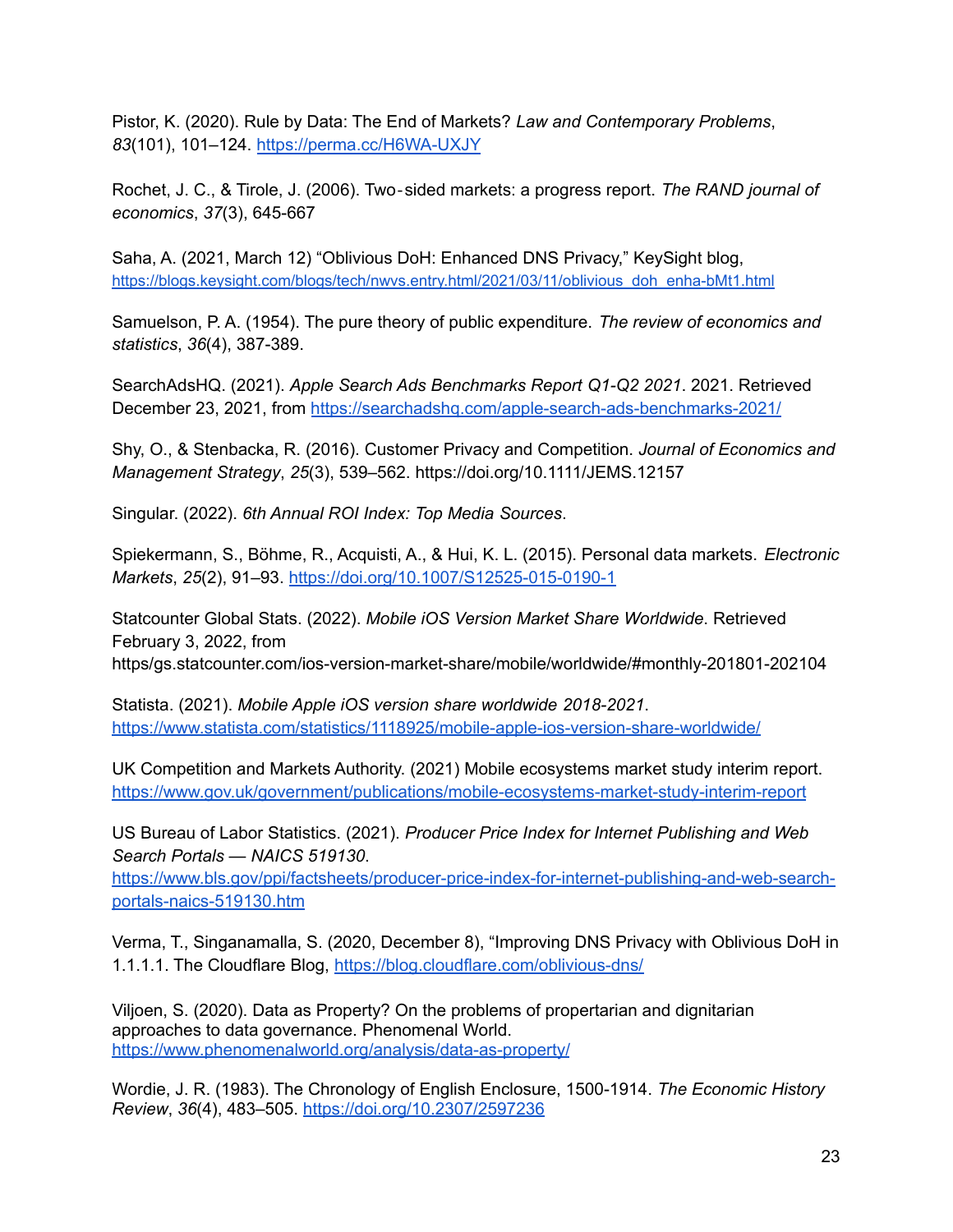Pistor, K. (2020). Rule by Data: The End of Markets? *Law and Contemporary Problems*, *83*(101), 101–124. https://perma.cc/H6WA-UXJY

Rochet, J. C., & Tirole, J. (2006). Two‐sided markets: a progress report. *The RAND journal of economics*, *37*(3), 645-667

Saha, A. (2021, March 12) "Oblivious DoH: Enhanced DNS Privacy," KeySight blog, https://blogs.keysight.com/blogs/tech/nwvs.entry.html/2021/03/11/oblivious_doh_enha-bMt1.html

Samuelson, P. A. (1954). The pure theory of public expenditure. *The review of economics and statistics*, *36*(4), 387-389.

SearchAdsHQ. (2021). *Apple Search Ads Benchmarks Report Q1-Q2 2021*. 2021. Retrieved December 23, 2021, from https://searchadshq.com/apple-search-ads-benchmarks-2021/

Shy, O., & Stenbacka, R. (2016). Customer Privacy and Competition. *Journal of Economics and Management Strategy*, *25*(3), 539–562. https://doi.org/10.1111/JEMS.12157

Singular. (2022). *6th Annual ROI Index: Top Media Sources*.

Spiekermann, S., Böhme, R., Acquisti, A., & Hui, K. L. (2015). Personal data markets. *Electronic Markets*, *25*(2), 91–93. https://doi.org/10.1007/S12525-015-0190-1

Statcounter Global Stats. (2022). *Mobile iOS Version Market Share Worldwide*. Retrieved February 3, 2022, from https/gs.statcounter.com/ios-version-market-share/mobile/worldwide/#monthly-201801-202104

Statista. (2021). *Mobile Apple iOS version share worldwide 2018-2021*. https://www.statista.com/statistics/1118925/mobile-apple-ios-version-share-worldwide/

UK Competition and Markets Authority. (2021) Mobile ecosystems market study interim report. https://www.gov.uk/government/publications/mobile-ecosystems-market-study-interim-report

US Bureau of Labor Statistics. (2021). *Producer Price Index for Internet Publishing and Web Search Portals — NAICS 519130*. https://www.bls.gov/ppi/factsheets/producer-price-index-for-internet-publishing-and-web-search-portals-naics-519130.htm

Verma, T., Singanamalla, S. (2020, December 8), "Improving DNS Privacy with Oblivious DoH in 1.1.1.1. The Cloudflare Blog, https://blog.cloudflare.com/oblivious-dns/

Viljoen, S. (2020). Data as Property? On the problems of propertarian and dignitarian approaches to data governance. Phenomenal World. https://www.phenomenalworld.org/analysis/data-as-property/

Wordie, J. R. (1983). The Chronology of English Enclosure, 1500-1914. *The Economic History Review*, *36*(4), 483–505. https://doi.org/10.2307/2597236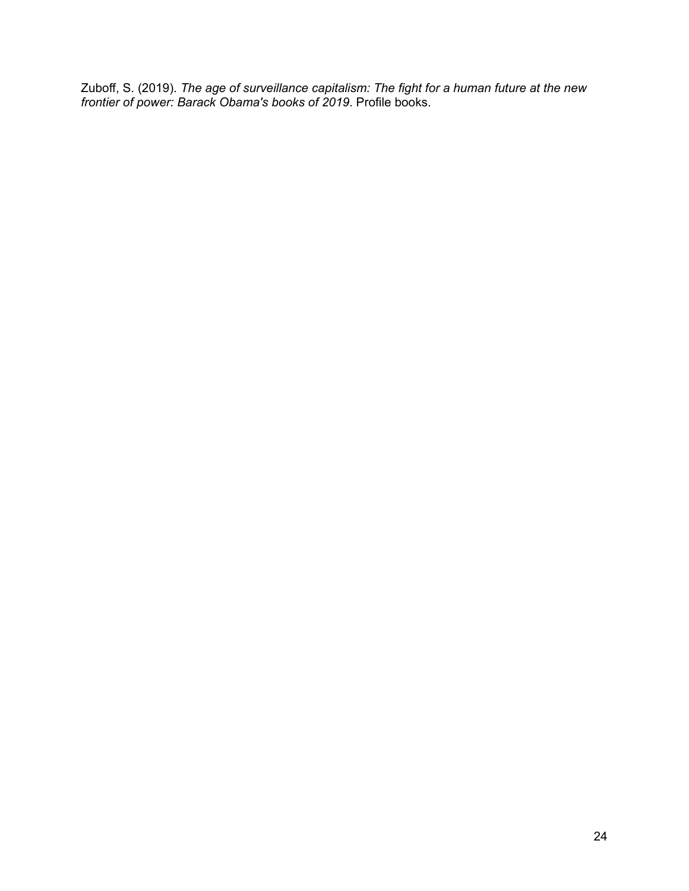Zuboff, S. (2019). *The age of surveillance capitalism: The fight for a human future at the new frontier of power: Barack Obama's books of 2019*. Profile books.